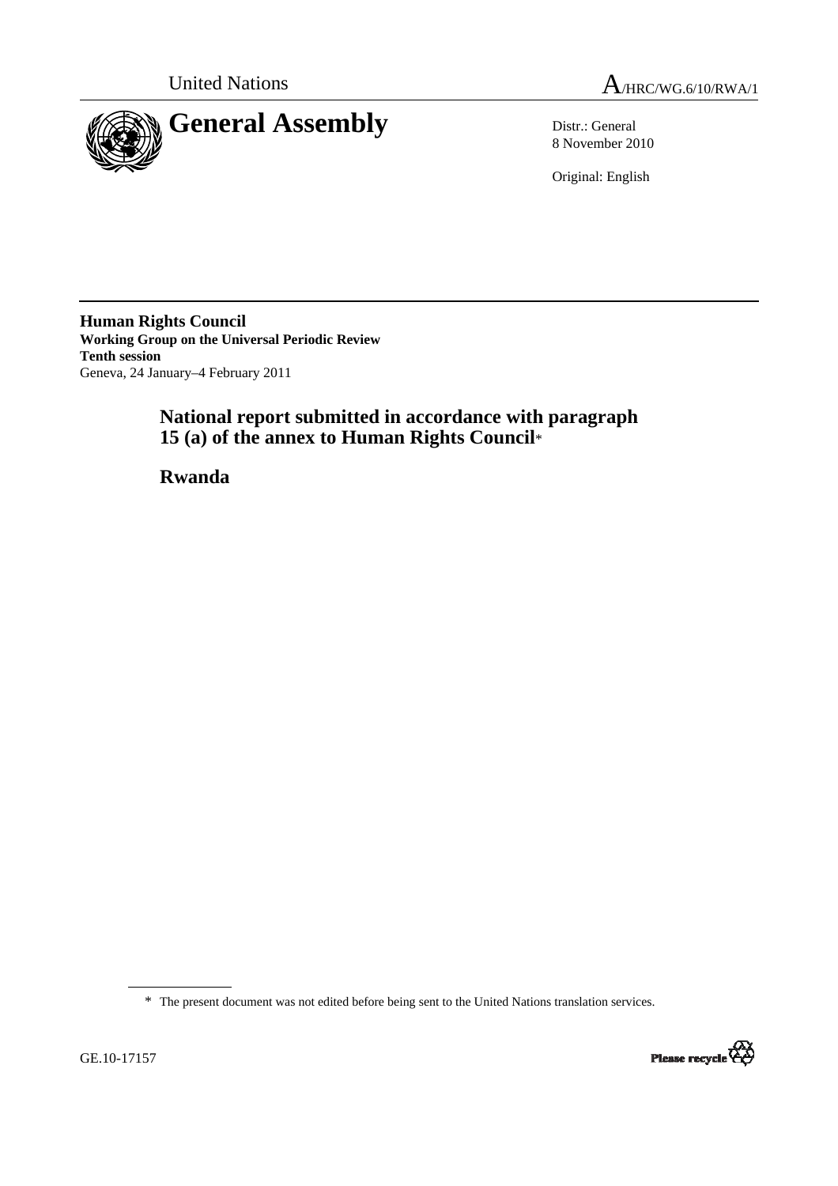United Nations

A/HRC/WG.6/10/RWA/1

# General Assembly

Distr.: General
8 November 2010

Original: English

**Human Rights Council**
**Working Group on the Universal Periodic Review**
**Tenth session**
Geneva, 24 January–4 February 2011

## National report submitted in accordance with paragraph 15 (a) of the annex to Human Rights Council*

## Rwanda

\* The present document was not edited before being sent to the United Nations translation services.

GE.10-17157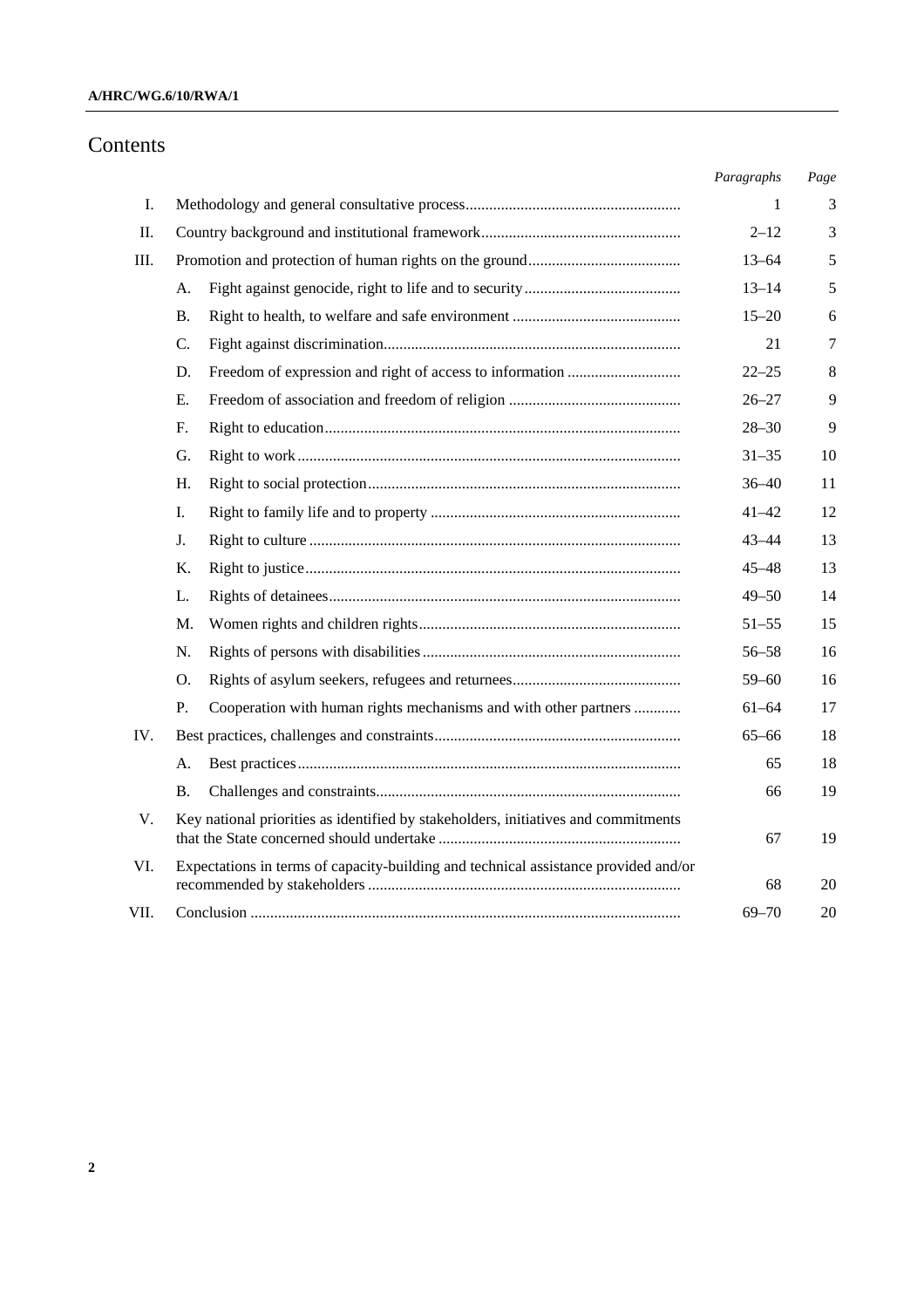# Contents

| | | Paragraphs | Page |
|---|---|---|---|
| I. | Methodology and general consultative process | 1 | 3 |
| II. | Country background and institutional framework | 2–12 | 3 |
| III. | Promotion and protection of human rights on the ground | 13–64 | 5 |
| | A. Fight against genocide, right to life and to security | 13–14 | 5 |
| | B. Right to health, to welfare and safe environment | 15–20 | 6 |
| | C. Fight against discrimination | 21 | 7 |
| | D. Freedom of expression and right of access to information | 22–25 | 8 |
| | E. Freedom of association and freedom of religion | 26–27 | 9 |
| | F. Right to education | 28–30 | 9 |
| | G. Right to work | 31–35 | 10 |
| | H. Right to social protection | 36–40 | 11 |
| | I. Right to family life and to property | 41–42 | 12 |
| | J. Right to culture | 43–44 | 13 |
| | K. Right to justice | 45–48 | 13 |
| | L. Rights of detainees | 49–50 | 14 |
| | M. Women rights and children rights | 51–55 | 15 |
| | N. Rights of persons with disabilities | 56–58 | 16 |
| | O. Rights of asylum seekers, refugees and returnees | 59–60 | 16 |
| | P. Cooperation with human rights mechanisms and with other partners | 61–64 | 17 |
| IV. | Best practices, challenges and constraints | 65–66 | 18 |
| | A. Best practices | 65 | 18 |
| | B. Challenges and constraints | 66 | 19 |
| V. | Key national priorities as identified by stakeholders, initiatives and commitments that the State concerned should undertake | 67 | 19 |
| VI. | Expectations in terms of capacity-building and technical assistance provided and/or recommended by stakeholders | 68 | 20 |
| VII. | Conclusion | 69–70 | 20 |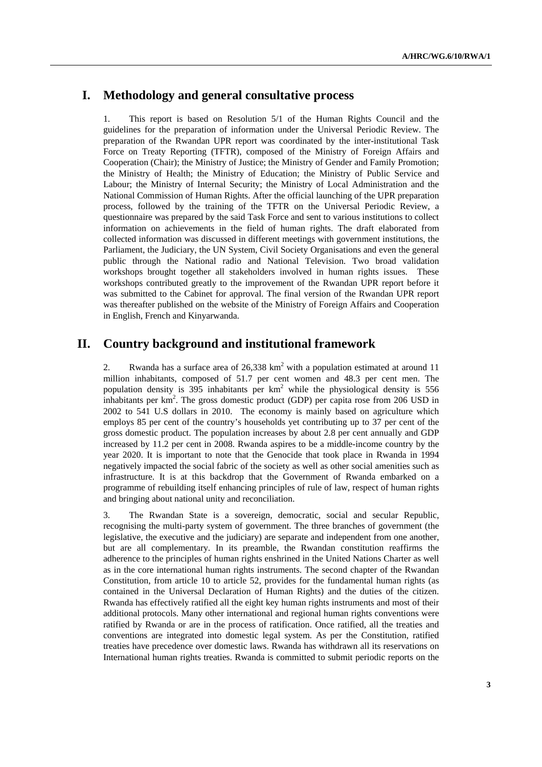## I. Methodology and general consultative process

1. This report is based on Resolution 5/1 of the Human Rights Council and the guidelines for the preparation of information under the Universal Periodic Review. The preparation of the Rwandan UPR report was coordinated by the inter-institutional Task Force on Treaty Reporting (TFTR), composed of the Ministry of Foreign Affairs and Cooperation (Chair); the Ministry of Justice; the Ministry of Gender and Family Promotion; the Ministry of Health; the Ministry of Education; the Ministry of Public Service and Labour; the Ministry of Internal Security; the Ministry of Local Administration and the National Commission of Human Rights. After the official launching of the UPR preparation process, followed by the training of the TFTR on the Universal Periodic Review, a questionnaire was prepared by the said Task Force and sent to various institutions to collect information on achievements in the field of human rights. The draft elaborated from collected information was discussed in different meetings with government institutions, the Parliament, the Judiciary, the UN System, Civil Society Organisations and even the general public through the National radio and National Television. Two broad validation workshops brought together all stakeholders involved in human rights issues. These workshops contributed greatly to the improvement of the Rwandan UPR report before it was submitted to the Cabinet for approval. The final version of the Rwandan UPR report was thereafter published on the website of the Ministry of Foreign Affairs and Cooperation in English, French and Kinyarwanda.

## II. Country background and institutional framework

2. Rwanda has a surface area of 26,338 km$^2$ with a population estimated at around 11 million inhabitants, composed of 51.7 per cent women and 48.3 per cent men. The population density is 395 inhabitants per km$^2$ while the physiological density is 556 inhabitants per km$^2$. The gross domestic product (GDP) per capita rose from 206 USD in 2002 to 541 U.S dollars in 2010. The economy is mainly based on agriculture which employs 85 per cent of the country's households yet contributing up to 37 per cent of the gross domestic product. The population increases by about 2.8 per cent annually and GDP increased by 11.2 per cent in 2008. Rwanda aspires to be a middle-income country by the year 2020. It is important to note that the Genocide that took place in Rwanda in 1994 negatively impacted the social fabric of the society as well as other social amenities such as infrastructure. It is at this backdrop that the Government of Rwanda embarked on a programme of rebuilding itself enhancing principles of rule of law, respect of human rights and bringing about national unity and reconciliation.

3. The Rwandan State is a sovereign, democratic, social and secular Republic, recognising the multi-party system of government. The three branches of government (the legislative, the executive and the judiciary) are separate and independent from one another, but are all complementary. In its preamble, the Rwandan constitution reaffirms the adherence to the principles of human rights enshrined in the United Nations Charter as well as in the core international human rights instruments. The second chapter of the Rwandan Constitution, from article 10 to article 52, provides for the fundamental human rights (as contained in the Universal Declaration of Human Rights) and the duties of the citizen. Rwanda has effectively ratified all the eight key human rights instruments and most of their additional protocols. Many other international and regional human rights conventions were ratified by Rwanda or are in the process of ratification. Once ratified, all the treaties and conventions are integrated into domestic legal system. As per the Constitution, ratified treaties have precedence over domestic laws. Rwanda has withdrawn all its reservations on International human rights treaties. Rwanda is committed to submit periodic reports on the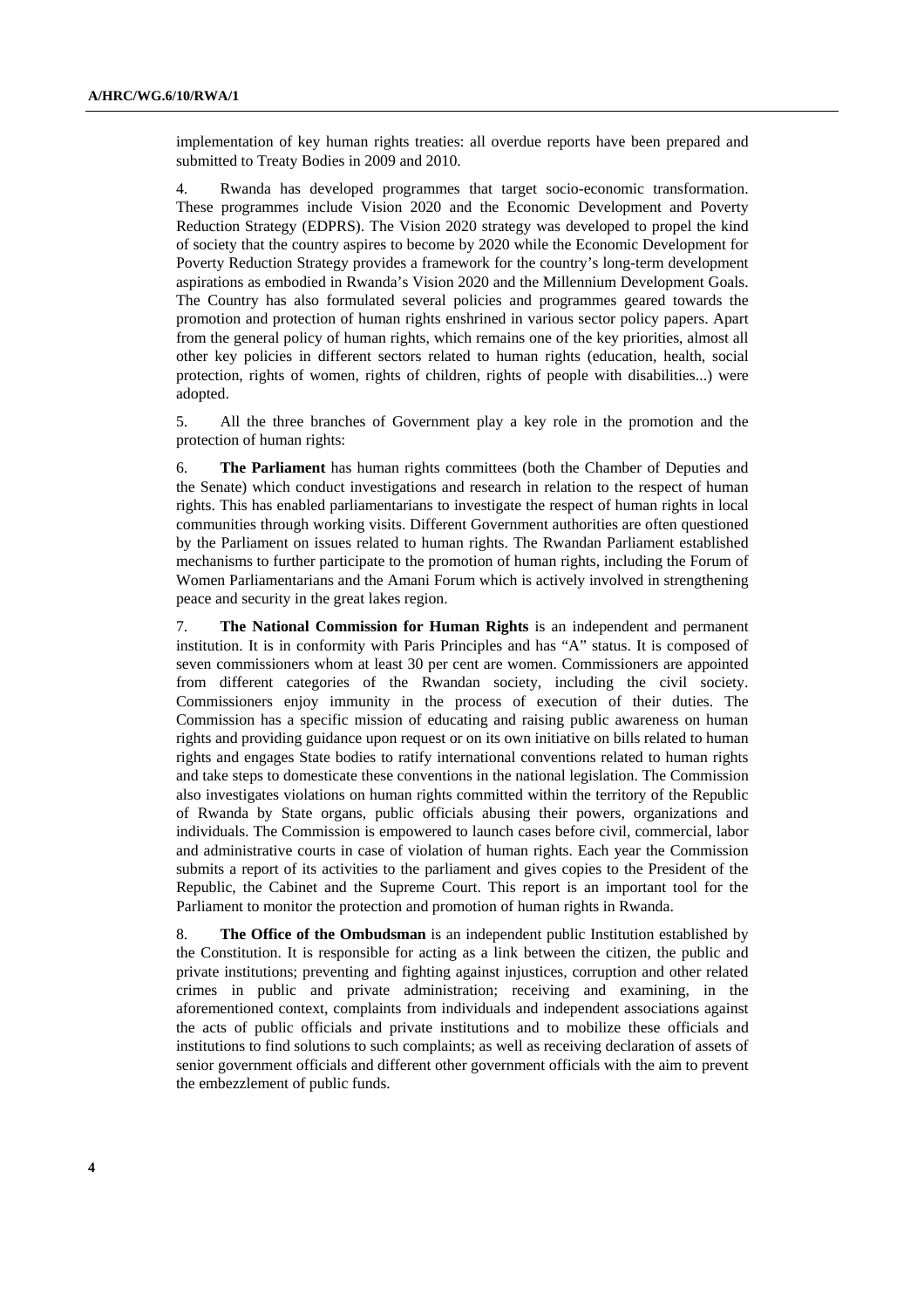implementation of key human rights treaties: all overdue reports have been prepared and submitted to Treaty Bodies in 2009 and 2010.

4. Rwanda has developed programmes that target socio-economic transformation. These programmes include Vision 2020 and the Economic Development and Poverty Reduction Strategy (EDPRS). The Vision 2020 strategy was developed to propel the kind of society that the country aspires to become by 2020 while the Economic Development for Poverty Reduction Strategy provides a framework for the country's long-term development aspirations as embodied in Rwanda's Vision 2020 and the Millennium Development Goals. The Country has also formulated several policies and programmes geared towards the promotion and protection of human rights enshrined in various sector policy papers. Apart from the general policy of human rights, which remains one of the key priorities, almost all other key policies in different sectors related to human rights (education, health, social protection, rights of women, rights of children, rights of people with disabilities...) were adopted.

5. All the three branches of Government play a key role in the promotion and the protection of human rights:

6. **The Parliament** has human rights committees (both the Chamber of Deputies and the Senate) which conduct investigations and research in relation to the respect of human rights. This has enabled parliamentarians to investigate the respect of human rights in local communities through working visits. Different Government authorities are often questioned by the Parliament on issues related to human rights. The Rwandan Parliament established mechanisms to further participate to the promotion of human rights, including the Forum of Women Parliamentarians and the Amani Forum which is actively involved in strengthening peace and security in the great lakes region.

7. **The National Commission for Human Rights** is an independent and permanent institution. It is in conformity with Paris Principles and has "A" status. It is composed of seven commissioners whom at least 30 per cent are women. Commissioners are appointed from different categories of the Rwandan society, including the civil society. Commissioners enjoy immunity in the process of execution of their duties. The Commission has a specific mission of educating and raising public awareness on human rights and providing guidance upon request or on its own initiative on bills related to human rights and engages State bodies to ratify international conventions related to human rights and take steps to domesticate these conventions in the national legislation. The Commission also investigates violations on human rights committed within the territory of the Republic of Rwanda by State organs, public officials abusing their powers, organizations and individuals. The Commission is empowered to launch cases before civil, commercial, labor and administrative courts in case of violation of human rights. Each year the Commission submits a report of its activities to the parliament and gives copies to the President of the Republic, the Cabinet and the Supreme Court. This report is an important tool for the Parliament to monitor the protection and promotion of human rights in Rwanda.

8. **The Office of the Ombudsman** is an independent public Institution established by the Constitution. It is responsible for acting as a link between the citizen, the public and private institutions; preventing and fighting against injustices, corruption and other related crimes in public and private administration; receiving and examining, in the aforementioned context, complaints from individuals and independent associations against the acts of public officials and private institutions and to mobilize these officials and institutions to find solutions to such complaints; as well as receiving declaration of assets of senior government officials and different other government officials with the aim to prevent the embezzlement of public funds.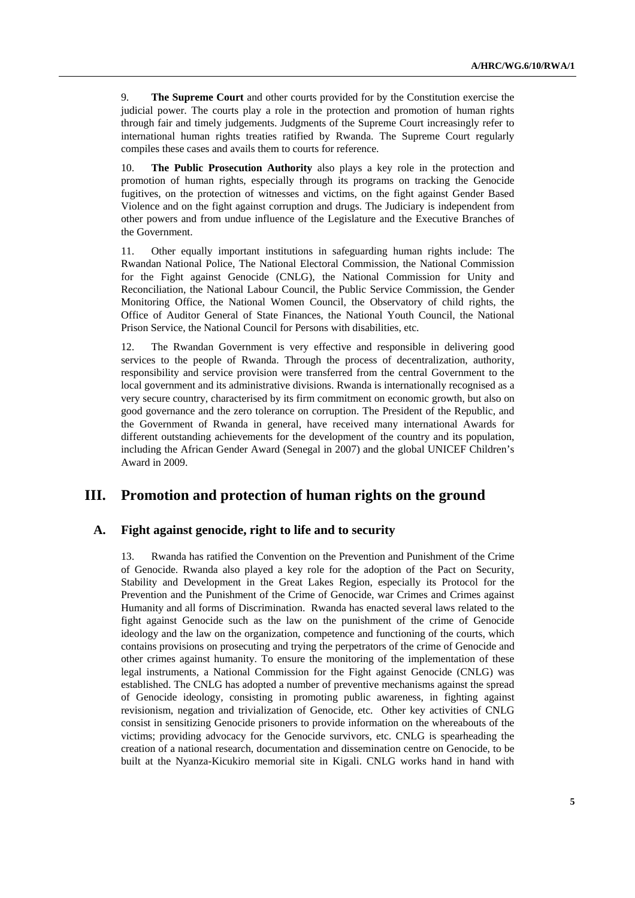9. **The Supreme Court** and other courts provided for by the Constitution exercise the judicial power. The courts play a role in the protection and promotion of human rights through fair and timely judgements. Judgments of the Supreme Court increasingly refer to international human rights treaties ratified by Rwanda. The Supreme Court regularly compiles these cases and avails them to courts for reference.

10. **The Public Prosecution Authority** also plays a key role in the protection and promotion of human rights, especially through its programs on tracking the Genocide fugitives, on the protection of witnesses and victims, on the fight against Gender Based Violence and on the fight against corruption and drugs. The Judiciary is independent from other powers and from undue influence of the Legislature and the Executive Branches of the Government.

11. Other equally important institutions in safeguarding human rights include: The Rwandan National Police, The National Electoral Commission, the National Commission for the Fight against Genocide (CNLG), the National Commission for Unity and Reconciliation, the National Labour Council, the Public Service Commission, the Gender Monitoring Office, the National Women Council, the Observatory of child rights, the Office of Auditor General of State Finances, the National Youth Council, the National Prison Service, the National Council for Persons with disabilities, etc.

12. The Rwandan Government is very effective and responsible in delivering good services to the people of Rwanda. Through the process of decentralization, authority, responsibility and service provision were transferred from the central Government to the local government and its administrative divisions. Rwanda is internationally recognised as a very secure country, characterised by its firm commitment on economic growth, but also on good governance and the zero tolerance on corruption. The President of the Republic, and the Government of Rwanda in general, have received many international Awards for different outstanding achievements for the development of the country and its population, including the African Gender Award (Senegal in 2007) and the global UNICEF Children's Award in 2009.

# III. Promotion and protection of human rights on the ground

## A. Fight against genocide, right to life and to security

13. Rwanda has ratified the Convention on the Prevention and Punishment of the Crime of Genocide. Rwanda also played a key role for the adoption of the Pact on Security, Stability and Development in the Great Lakes Region, especially its Protocol for the Prevention and the Punishment of the Crime of Genocide, war Crimes and Crimes against Humanity and all forms of Discrimination. Rwanda has enacted several laws related to the fight against Genocide such as the law on the punishment of the crime of Genocide ideology and the law on the organization, competence and functioning of the courts, which contains provisions on prosecuting and trying the perpetrators of the crime of Genocide and other crimes against humanity. To ensure the monitoring of the implementation of these legal instruments, a National Commission for the Fight against Genocide (CNLG) was established. The CNLG has adopted a number of preventive mechanisms against the spread of Genocide ideology, consisting in promoting public awareness, in fighting against revisionism, negation and trivialization of Genocide, etc. Other key activities of CNLG consist in sensitizing Genocide prisoners to provide information on the whereabouts of the victims; providing advocacy for the Genocide survivors, etc. CNLG is spearheading the creation of a national research, documentation and dissemination centre on Genocide, to be built at the Nyanza-Kicukiro memorial site in Kigali. CNLG works hand in hand with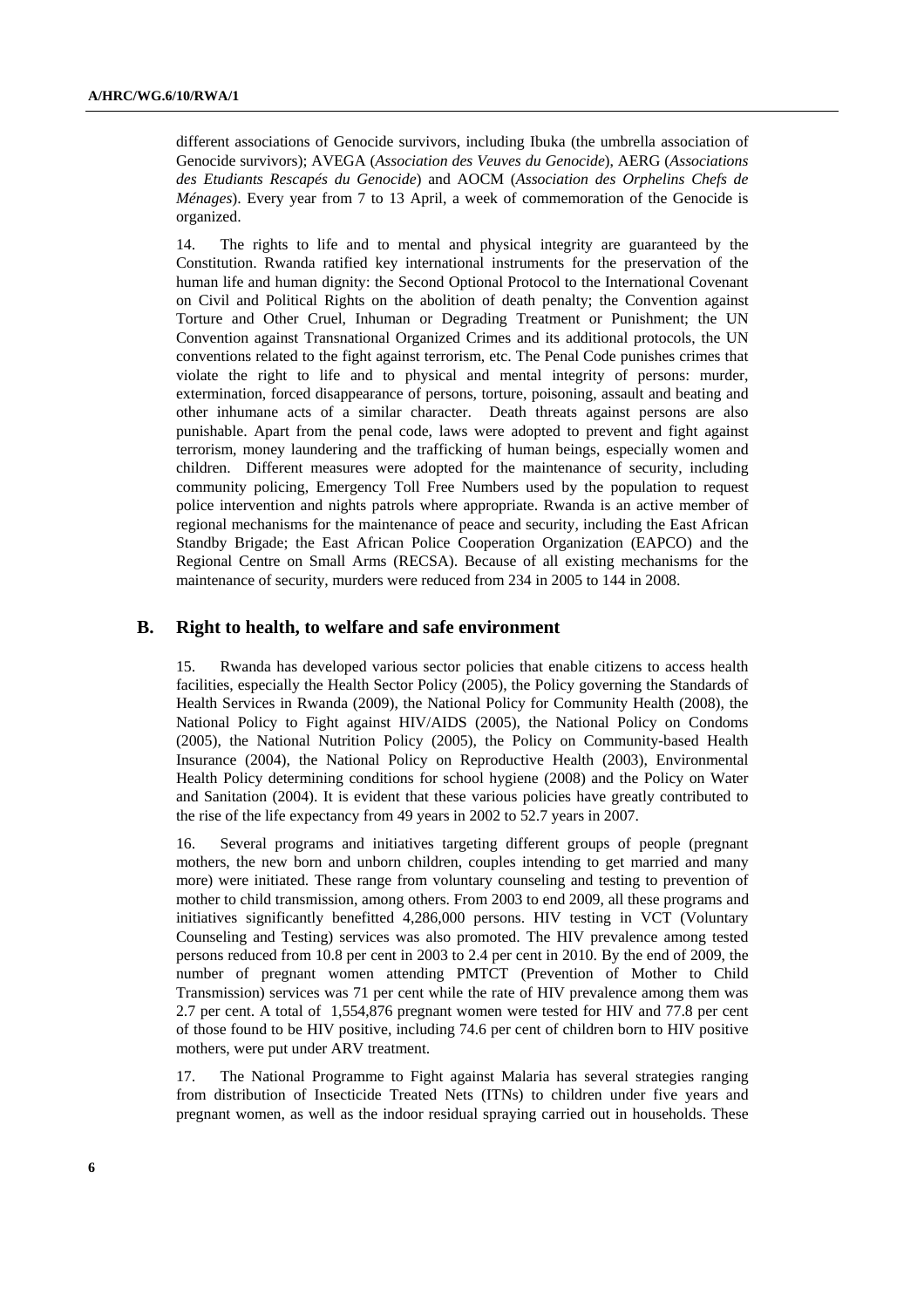different associations of Genocide survivors, including Ibuka (the umbrella association of Genocide survivors); AVEGA (*Association des Veuves du Genocide*), AERG (*Associations des Etudiants Rescapés du Genocide*) and AOCM (*Association des Orphelins Chefs de Ménages*). Every year from 7 to 13 April, a week of commemoration of the Genocide is organized.

14. The rights to life and to mental and physical integrity are guaranteed by the Constitution. Rwanda ratified key international instruments for the preservation of the human life and human dignity: the Second Optional Protocol to the International Covenant on Civil and Political Rights on the abolition of death penalty; the Convention against Torture and Other Cruel, Inhuman or Degrading Treatment or Punishment; the UN Convention against Transnational Organized Crimes and its additional protocols, the UN conventions related to the fight against terrorism, etc. The Penal Code punishes crimes that violate the right to life and to physical and mental integrity of persons: murder, extermination, forced disappearance of persons, torture, poisoning, assault and beating and other inhumane acts of a similar character. Death threats against persons are also punishable. Apart from the penal code, laws were adopted to prevent and fight against terrorism, money laundering and the trafficking of human beings, especially women and children. Different measures were adopted for the maintenance of security, including community policing, Emergency Toll Free Numbers used by the population to request police intervention and nights patrols where appropriate. Rwanda is an active member of regional mechanisms for the maintenance of peace and security, including the East African Standby Brigade; the East African Police Cooperation Organization (EAPCO) and the Regional Centre on Small Arms (RECSA). Because of all existing mechanisms for the maintenance of security, murders were reduced from 234 in 2005 to 144 in 2008.

## B. Right to health, to welfare and safe environment

15. Rwanda has developed various sector policies that enable citizens to access health facilities, especially the Health Sector Policy (2005), the Policy governing the Standards of Health Services in Rwanda (2009), the National Policy for Community Health (2008), the National Policy to Fight against HIV/AIDS (2005), the National Policy on Condoms (2005), the National Nutrition Policy (2005), the Policy on Community-based Health Insurance (2004), the National Policy on Reproductive Health (2003), Environmental Health Policy determining conditions for school hygiene (2008) and the Policy on Water and Sanitation (2004). It is evident that these various policies have greatly contributed to the rise of the life expectancy from 49 years in 2002 to 52.7 years in 2007.

16. Several programs and initiatives targeting different groups of people (pregnant mothers, the new born and unborn children, couples intending to get married and many more) were initiated. These range from voluntary counseling and testing to prevention of mother to child transmission, among others. From 2003 to end 2009, all these programs and initiatives significantly benefitted 4,286,000 persons. HIV testing in VCT (Voluntary Counseling and Testing) services was also promoted. The HIV prevalence among tested persons reduced from 10.8 per cent in 2003 to 2.4 per cent in 2010. By the end of 2009, the number of pregnant women attending PMTCT (Prevention of Mother to Child Transmission) services was 71 per cent while the rate of HIV prevalence among them was 2.7 per cent. A total of 1,554,876 pregnant women were tested for HIV and 77.8 per cent of those found to be HIV positive, including 74.6 per cent of children born to HIV positive mothers, were put under ARV treatment.

17. The National Programme to Fight against Malaria has several strategies ranging from distribution of Insecticide Treated Nets (ITNs) to children under five years and pregnant women, as well as the indoor residual spraying carried out in households. These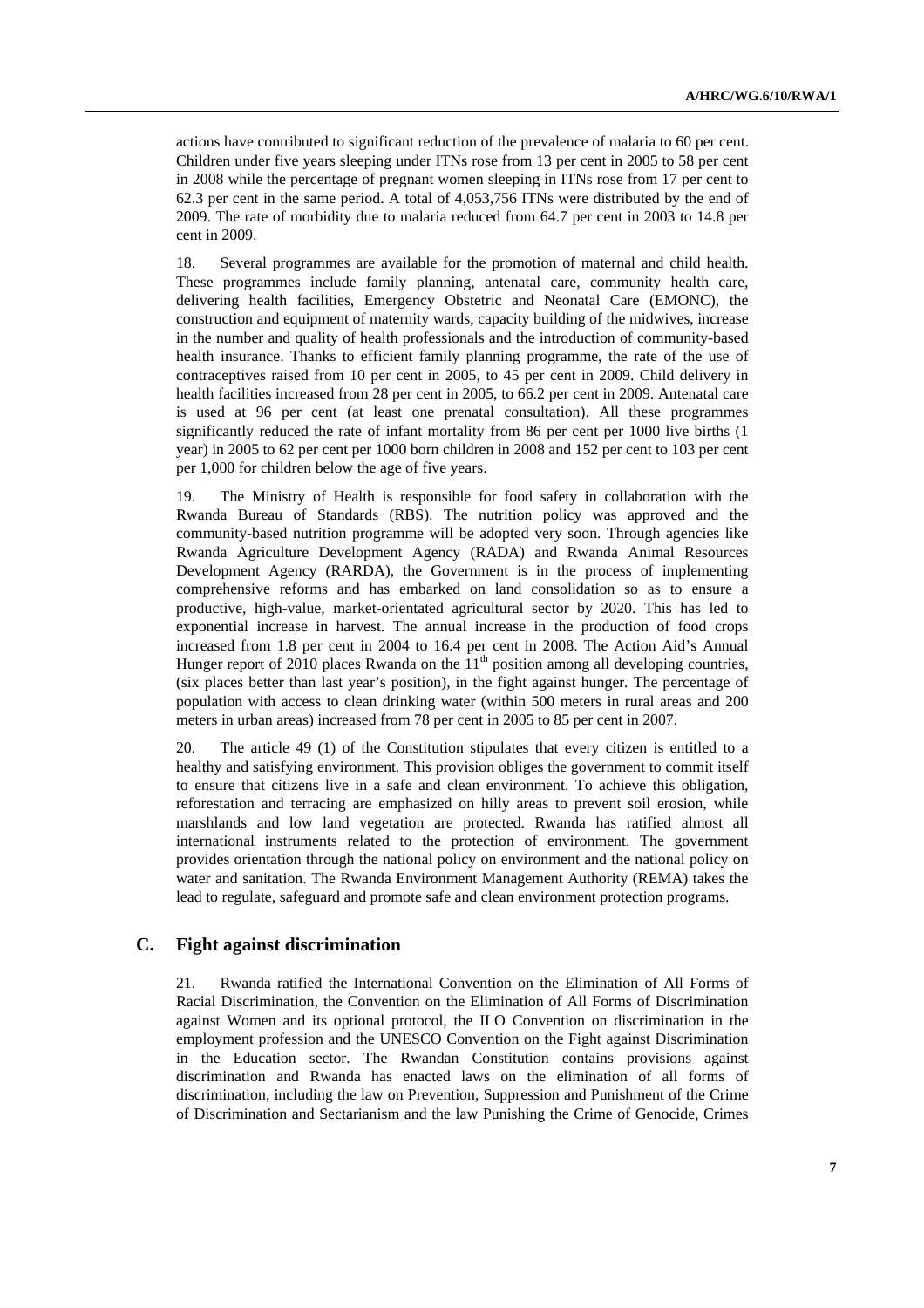actions have contributed to significant reduction of the prevalence of malaria to 60 per cent. Children under five years sleeping under ITNs rose from 13 per cent in 2005 to 58 per cent in 2008 while the percentage of pregnant women sleeping in ITNs rose from 17 per cent to 62.3 per cent in the same period. A total of 4,053,756 ITNs were distributed by the end of 2009. The rate of morbidity due to malaria reduced from 64.7 per cent in 2003 to 14.8 per cent in 2009.

18. Several programmes are available for the promotion of maternal and child health. These programmes include family planning, antenatal care, community health care, delivering health facilities, Emergency Obstetric and Neonatal Care (EMONC), the construction and equipment of maternity wards, capacity building of the midwives, increase in the number and quality of health professionals and the introduction of community-based health insurance. Thanks to efficient family planning programme, the rate of the use of contraceptives raised from 10 per cent in 2005, to 45 per cent in 2009. Child delivery in health facilities increased from 28 per cent in 2005, to 66.2 per cent in 2009. Antenatal care is used at 96 per cent (at least one prenatal consultation). All these programmes significantly reduced the rate of infant mortality from 86 per cent per 1000 live births (1 year) in 2005 to 62 per cent per 1000 born children in 2008 and 152 per cent to 103 per cent per 1,000 for children below the age of five years.

19. The Ministry of Health is responsible for food safety in collaboration with the Rwanda Bureau of Standards (RBS). The nutrition policy was approved and the community-based nutrition programme will be adopted very soon. Through agencies like Rwanda Agriculture Development Agency (RADA) and Rwanda Animal Resources Development Agency (RARDA), the Government is in the process of implementing comprehensive reforms and has embarked on land consolidation so as to ensure a productive, high-value, market-orientated agricultural sector by 2020. This has led to exponential increase in harvest. The annual increase in the production of food crops increased from 1.8 per cent in 2004 to 16.4 per cent in 2008. The Action Aid's Annual Hunger report of 2010 places Rwanda on the 11th position among all developing countries, (six places better than last year's position), in the fight against hunger. The percentage of population with access to clean drinking water (within 500 meters in rural areas and 200 meters in urban areas) increased from 78 per cent in 2005 to 85 per cent in 2007.

20. The article 49 (1) of the Constitution stipulates that every citizen is entitled to a healthy and satisfying environment. This provision obliges the government to commit itself to ensure that citizens live in a safe and clean environment. To achieve this obligation, reforestation and terracing are emphasized on hilly areas to prevent soil erosion, while marshlands and low land vegetation are protected. Rwanda has ratified almost all international instruments related to the protection of environment. The government provides orientation through the national policy on environment and the national policy on water and sanitation. The Rwanda Environment Management Authority (REMA) takes the lead to regulate, safeguard and promote safe and clean environment protection programs.

## C. Fight against discrimination

21. Rwanda ratified the International Convention on the Elimination of All Forms of Racial Discrimination, the Convention on the Elimination of All Forms of Discrimination against Women and its optional protocol, the ILO Convention on discrimination in the employment profession and the UNESCO Convention on the Fight against Discrimination in the Education sector. The Rwandan Constitution contains provisions against discrimination and Rwanda has enacted laws on the elimination of all forms of discrimination, including the law on Prevention, Suppression and Punishment of the Crime of Discrimination and Sectarianism and the law Punishing the Crime of Genocide, Crimes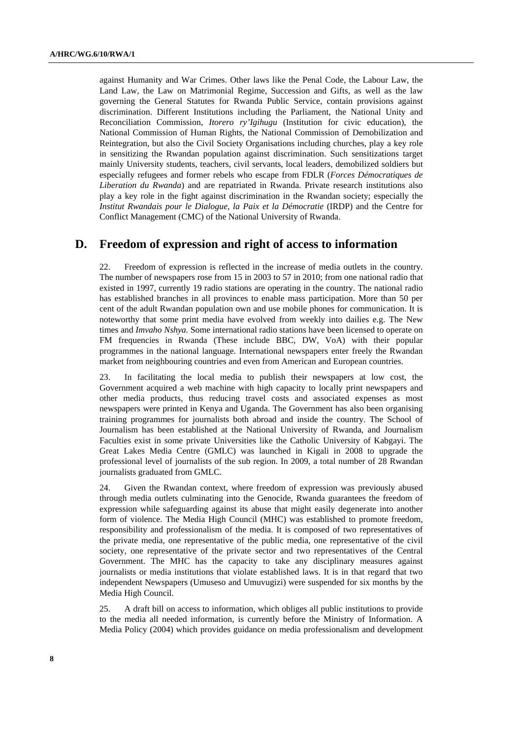against Humanity and War Crimes. Other laws like the Penal Code, the Labour Law, the Land Law, the Law on Matrimonial Regime, Succession and Gifts, as well as the law governing the General Statutes for Rwanda Public Service, contain provisions against discrimination. Different Institutions including the Parliament, the National Unity and Reconciliation Commission, *Itorero ry'Igihugu* (Institution for civic education), the National Commission of Human Rights, the National Commission of Demobilization and Reintegration, but also the Civil Society Organisations including churches, play a key role in sensitizing the Rwandan population against discrimination. Such sensitizations target mainly University students, teachers, civil servants, local leaders, demobilized soldiers but especially refugees and former rebels who escape from FDLR (*Forces Démocratiques de Liberation du Rwanda*) and are repatriated in Rwanda. Private research institutions also play a key role in the fight against discrimination in the Rwandan society; especially the *Institut Rwandais pour le Dialogue, la Paix et la Démocratie* (IRDP) and the Centre for Conflict Management (CMC) of the National University of Rwanda.

## D. Freedom of expression and right of access to information

22. Freedom of expression is reflected in the increase of media outlets in the country. The number of newspapers rose from 15 in 2003 to 57 in 2010; from one national radio that existed in 1997, currently 19 radio stations are operating in the country. The national radio has established branches in all provinces to enable mass participation. More than 50 per cent of the adult Rwandan population own and use mobile phones for communication. It is noteworthy that some print media have evolved from weekly into dailies e.g. The New times and *Imvaho Nshya.* Some international radio stations have been licensed to operate on FM frequencies in Rwanda (These include BBC, DW, VoA) with their popular programmes in the national language. International newspapers enter freely the Rwandan market from neighbouring countries and even from American and European countries.

23. In facilitating the local media to publish their newspapers at low cost, the Government acquired a web machine with high capacity to locally print newspapers and other media products, thus reducing travel costs and associated expenses as most newspapers were printed in Kenya and Uganda. The Government has also been organising training programmes for journalists both abroad and inside the country. The School of Journalism has been established at the National University of Rwanda, and Journalism Faculties exist in some private Universities like the Catholic University of Kabgayi. The Great Lakes Media Centre (GMLC) was launched in Kigali in 2008 to upgrade the professional level of journalists of the sub region. In 2009, a total number of 28 Rwandan journalists graduated from GMLC.

24. Given the Rwandan context, where freedom of expression was previously abused through media outlets culminating into the Genocide, Rwanda guarantees the freedom of expression while safeguarding against its abuse that might easily degenerate into another form of violence. The Media High Council (MHC) was established to promote freedom, responsibility and professionalism of the media. It is composed of two representatives of the private media, one representative of the public media, one representative of the civil society, one representative of the private sector and two representatives of the Central Government. The MHC has the capacity to take any disciplinary measures against journalists or media institutions that violate established laws. It is in that regard that two independent Newspapers (Umuseso and Umuvugizi) were suspended for six months by the Media High Council.

25. A draft bill on access to information, which obliges all public institutions to provide to the media all needed information, is currently before the Ministry of Information. A Media Policy (2004) which provides guidance on media professionalism and development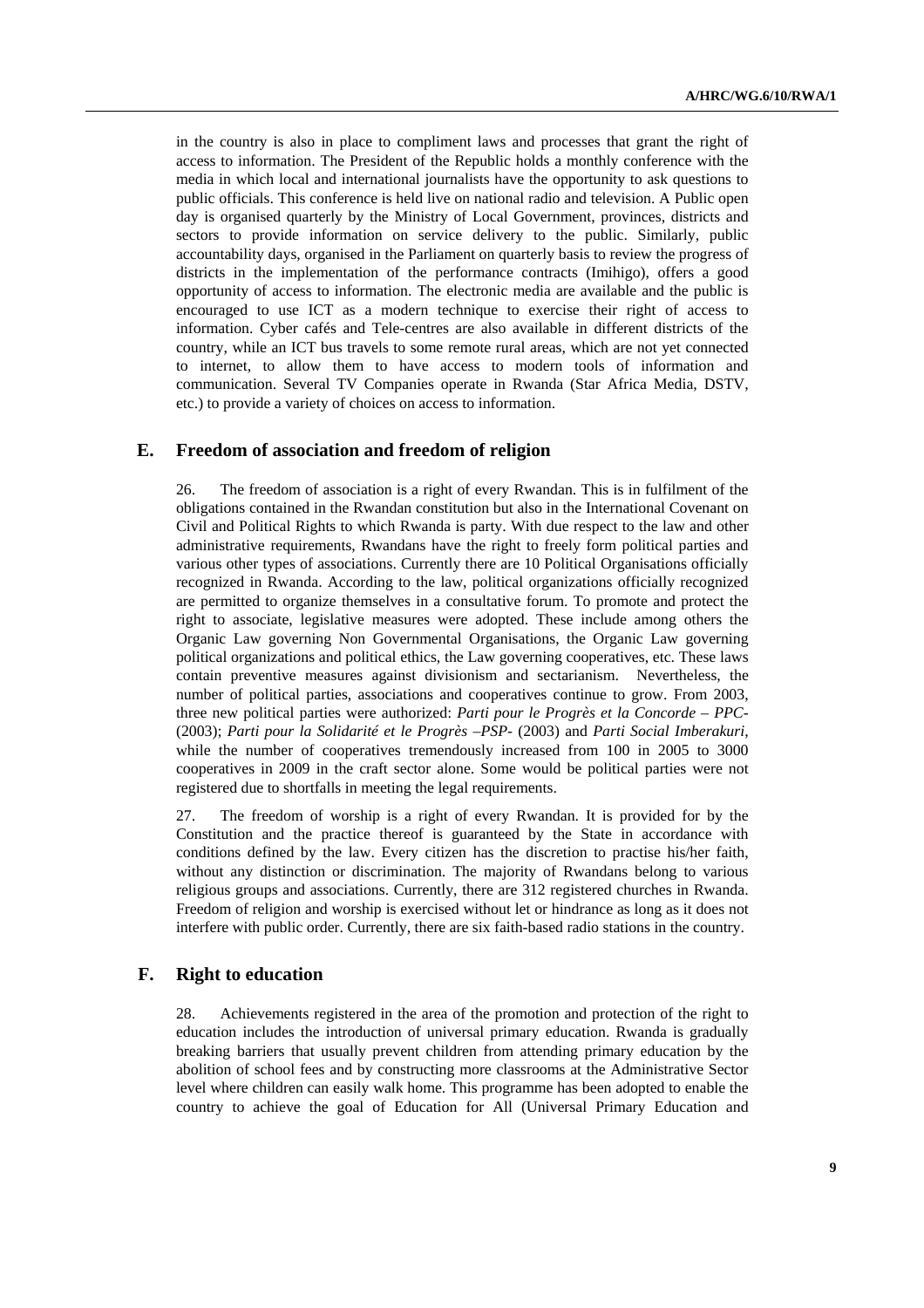in the country is also in place to compliment laws and processes that grant the right of access to information. The President of the Republic holds a monthly conference with the media in which local and international journalists have the opportunity to ask questions to public officials. This conference is held live on national radio and television. A Public open day is organised quarterly by the Ministry of Local Government, provinces, districts and sectors to provide information on service delivery to the public. Similarly, public accountability days, organised in the Parliament on quarterly basis to review the progress of districts in the implementation of the performance contracts (Imihigo), offers a good opportunity of access to information. The electronic media are available and the public is encouraged to use ICT as a modern technique to exercise their right of access to information. Cyber cafés and Tele-centres are also available in different districts of the country, while an ICT bus travels to some remote rural areas, which are not yet connected to internet, to allow them to have access to modern tools of information and communication. Several TV Companies operate in Rwanda (Star Africa Media, DSTV, etc.) to provide a variety of choices on access to information.

## E. Freedom of association and freedom of religion

26. The freedom of association is a right of every Rwandan. This is in fulfilment of the obligations contained in the Rwandan constitution but also in the International Covenant on Civil and Political Rights to which Rwanda is party. With due respect to the law and other administrative requirements, Rwandans have the right to freely form political parties and various other types of associations. Currently there are 10 Political Organisations officially recognized in Rwanda. According to the law, political organizations officially recognized are permitted to organize themselves in a consultative forum. To promote and protect the right to associate, legislative measures were adopted. These include among others the Organic Law governing Non Governmental Organisations, the Organic Law governing political organizations and political ethics, the Law governing cooperatives, etc. These laws contain preventive measures against divisionism and sectarianism. Nevertheless, the number of political parties, associations and cooperatives continue to grow. From 2003, three new political parties were authorized: *Parti pour le Progrès et la Concorde – PPC-* (2003); *Parti pour la Solidarité et le Progrès –PSP-* (2003) and *Parti Social Imberakuri*, while the number of cooperatives tremendously increased from 100 in 2005 to 3000 cooperatives in 2009 in the craft sector alone. Some would be political parties were not registered due to shortfalls in meeting the legal requirements.

27. The freedom of worship is a right of every Rwandan. It is provided for by the Constitution and the practice thereof is guaranteed by the State in accordance with conditions defined by the law. Every citizen has the discretion to practise his/her faith, without any distinction or discrimination. The majority of Rwandans belong to various religious groups and associations. Currently, there are 312 registered churches in Rwanda. Freedom of religion and worship is exercised without let or hindrance as long as it does not interfere with public order. Currently, there are six faith-based radio stations in the country.

## F. Right to education

28. Achievements registered in the area of the promotion and protection of the right to education includes the introduction of universal primary education. Rwanda is gradually breaking barriers that usually prevent children from attending primary education by the abolition of school fees and by constructing more classrooms at the Administrative Sector level where children can easily walk home. This programme has been adopted to enable the country to achieve the goal of Education for All (Universal Primary Education and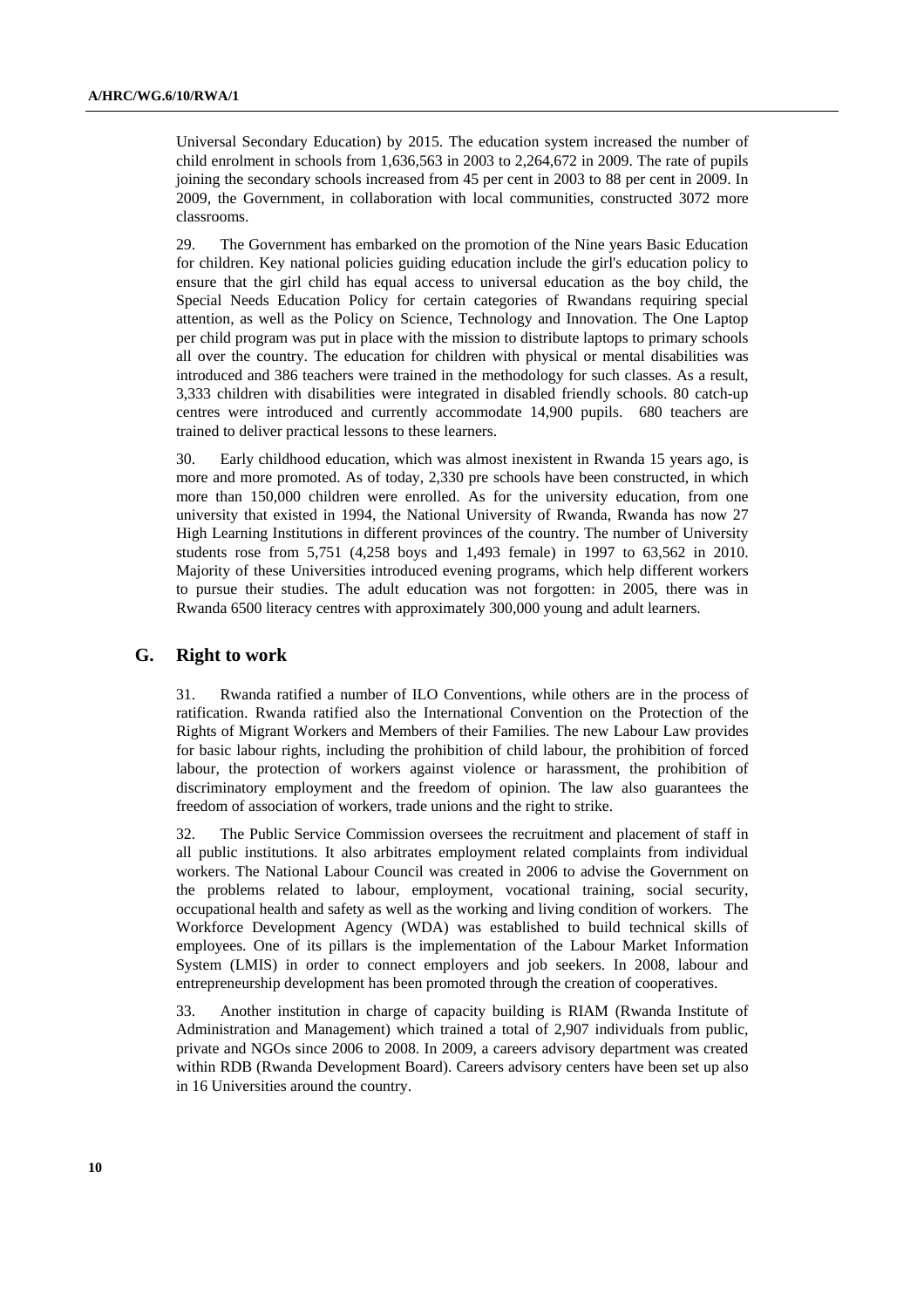Universal Secondary Education) by 2015. The education system increased the number of child enrolment in schools from 1,636,563 in 2003 to 2,264,672 in 2009. The rate of pupils joining the secondary schools increased from 45 per cent in 2003 to 88 per cent in 2009. In 2009, the Government, in collaboration with local communities, constructed 3072 more classrooms.

29. The Government has embarked on the promotion of the Nine years Basic Education for children. Key national policies guiding education include the girl's education policy to ensure that the girl child has equal access to universal education as the boy child, the Special Needs Education Policy for certain categories of Rwandans requiring special attention, as well as the Policy on Science, Technology and Innovation. The One Laptop per child program was put in place with the mission to distribute laptops to primary schools all over the country. The education for children with physical or mental disabilities was introduced and 386 teachers were trained in the methodology for such classes. As a result, 3,333 children with disabilities were integrated in disabled friendly schools. 80 catch-up centres were introduced and currently accommodate 14,900 pupils. 680 teachers are trained to deliver practical lessons to these learners.

30. Early childhood education, which was almost inexistent in Rwanda 15 years ago, is more and more promoted. As of today, 2,330 pre schools have been constructed, in which more than 150,000 children were enrolled. As for the university education, from one university that existed in 1994, the National University of Rwanda, Rwanda has now 27 High Learning Institutions in different provinces of the country. The number of University students rose from 5,751 (4,258 boys and 1,493 female) in 1997 to 63,562 in 2010. Majority of these Universities introduced evening programs, which help different workers to pursue their studies. The adult education was not forgotten: in 2005, there was in Rwanda 6500 literacy centres with approximately 300,000 young and adult learners.

## G. Right to work

31. Rwanda ratified a number of ILO Conventions, while others are in the process of ratification. Rwanda ratified also the International Convention on the Protection of the Rights of Migrant Workers and Members of their Families. The new Labour Law provides for basic labour rights, including the prohibition of child labour, the prohibition of forced labour, the protection of workers against violence or harassment, the prohibition of discriminatory employment and the freedom of opinion. The law also guarantees the freedom of association of workers, trade unions and the right to strike.

32. The Public Service Commission oversees the recruitment and placement of staff in all public institutions. It also arbitrates employment related complaints from individual workers. The National Labour Council was created in 2006 to advise the Government on the problems related to labour, employment, vocational training, social security, occupational health and safety as well as the working and living condition of workers. The Workforce Development Agency (WDA) was established to build technical skills of employees. One of its pillars is the implementation of the Labour Market Information System (LMIS) in order to connect employers and job seekers. In 2008, labour and entrepreneurship development has been promoted through the creation of cooperatives.

33. Another institution in charge of capacity building is RIAM (Rwanda Institute of Administration and Management) which trained a total of 2,907 individuals from public, private and NGOs since 2006 to 2008. In 2009, a careers advisory department was created within RDB (Rwanda Development Board). Careers advisory centers have been set up also in 16 Universities around the country.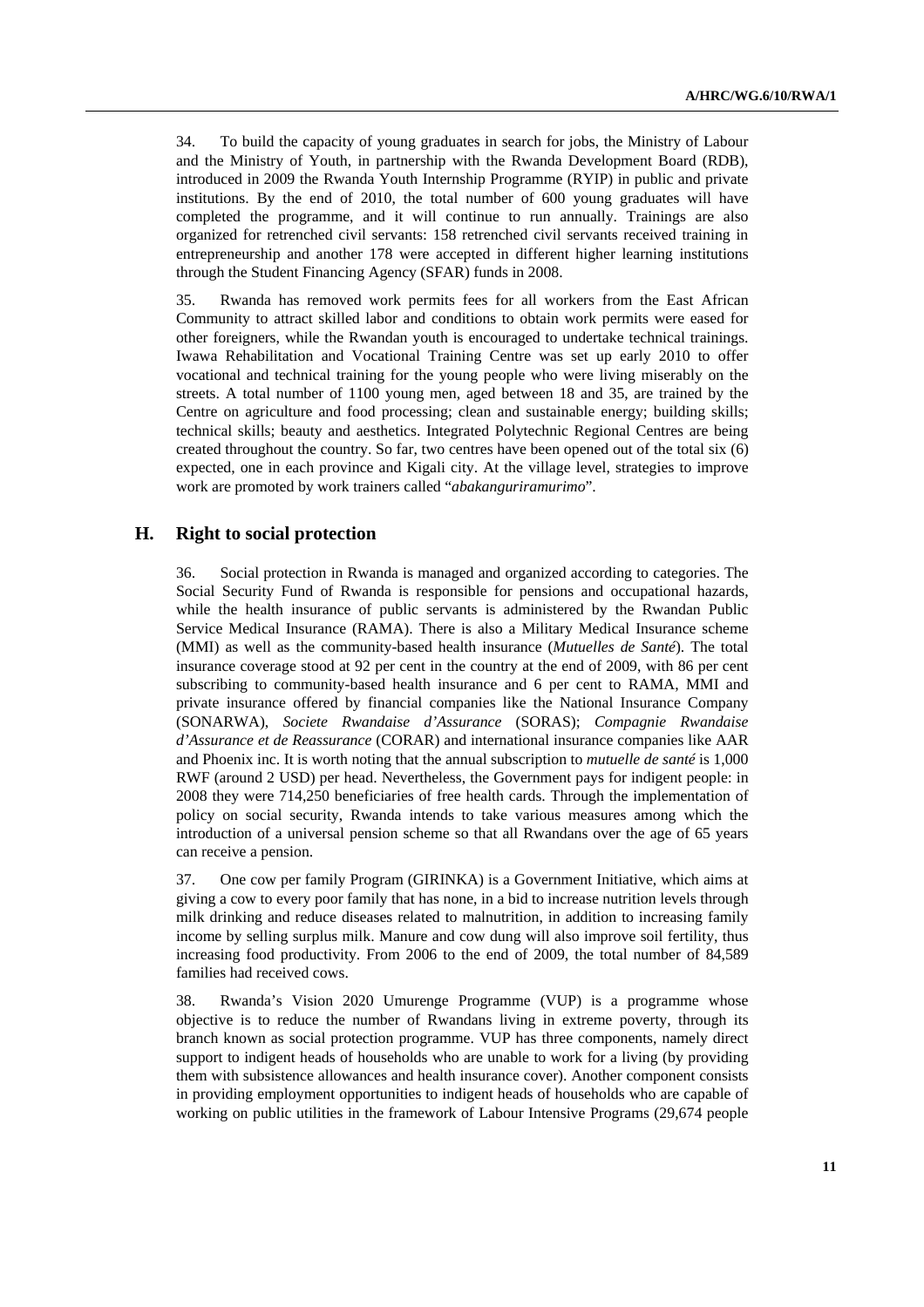34. To build the capacity of young graduates in search for jobs, the Ministry of Labour and the Ministry of Youth, in partnership with the Rwanda Development Board (RDB), introduced in 2009 the Rwanda Youth Internship Programme (RYIP) in public and private institutions. By the end of 2010, the total number of 600 young graduates will have completed the programme, and it will continue to run annually. Trainings are also organized for retrenched civil servants: 158 retrenched civil servants received training in entrepreneurship and another 178 were accepted in different higher learning institutions through the Student Financing Agency (SFAR) funds in 2008.

35. Rwanda has removed work permits fees for all workers from the East African Community to attract skilled labor and conditions to obtain work permits were eased for other foreigners, while the Rwandan youth is encouraged to undertake technical trainings. Iwawa Rehabilitation and Vocational Training Centre was set up early 2010 to offer vocational and technical training for the young people who were living miserably on the streets. A total number of 1100 young men, aged between 18 and 35, are trained by the Centre on agriculture and food processing; clean and sustainable energy; building skills; technical skills; beauty and aesthetics. Integrated Polytechnic Regional Centres are being created throughout the country. So far, two centres have been opened out of the total six (6) expected, one in each province and Kigali city. At the village level, strategies to improve work are promoted by work trainers called "*abakanguriramurimo*".

## H. Right to social protection

36. Social protection in Rwanda is managed and organized according to categories. The Social Security Fund of Rwanda is responsible for pensions and occupational hazards, while the health insurance of public servants is administered by the Rwandan Public Service Medical Insurance (RAMA). There is also a Military Medical Insurance scheme (MMI) as well as the community-based health insurance (*Mutuelles de Santé*). The total insurance coverage stood at 92 per cent in the country at the end of 2009, with 86 per cent subscribing to community-based health insurance and 6 per cent to RAMA, MMI and private insurance offered by financial companies like the National Insurance Company (SONARWA), *Societe Rwandaise d'Assurance* (SORAS); *Compagnie Rwandaise d'Assurance et de Reassurance* (CORAR) and international insurance companies like AAR and Phoenix inc. It is worth noting that the annual subscription to *mutuelle de santé* is 1,000 RWF (around 2 USD) per head. Nevertheless, the Government pays for indigent people: in 2008 they were 714,250 beneficiaries of free health cards. Through the implementation of policy on social security, Rwanda intends to take various measures among which the introduction of a universal pension scheme so that all Rwandans over the age of 65 years can receive a pension.

37. One cow per family Program (GIRINKA) is a Government Initiative, which aims at giving a cow to every poor family that has none, in a bid to increase nutrition levels through milk drinking and reduce diseases related to malnutrition, in addition to increasing family income by selling surplus milk. Manure and cow dung will also improve soil fertility, thus increasing food productivity. From 2006 to the end of 2009, the total number of 84,589 families had received cows.

38. Rwanda's Vision 2020 Umurenge Programme (VUP) is a programme whose objective is to reduce the number of Rwandans living in extreme poverty, through its branch known as social protection programme. VUP has three components, namely direct support to indigent heads of households who are unable to work for a living (by providing them with subsistence allowances and health insurance cover). Another component consists in providing employment opportunities to indigent heads of households who are capable of working on public utilities in the framework of Labour Intensive Programs (29,674 people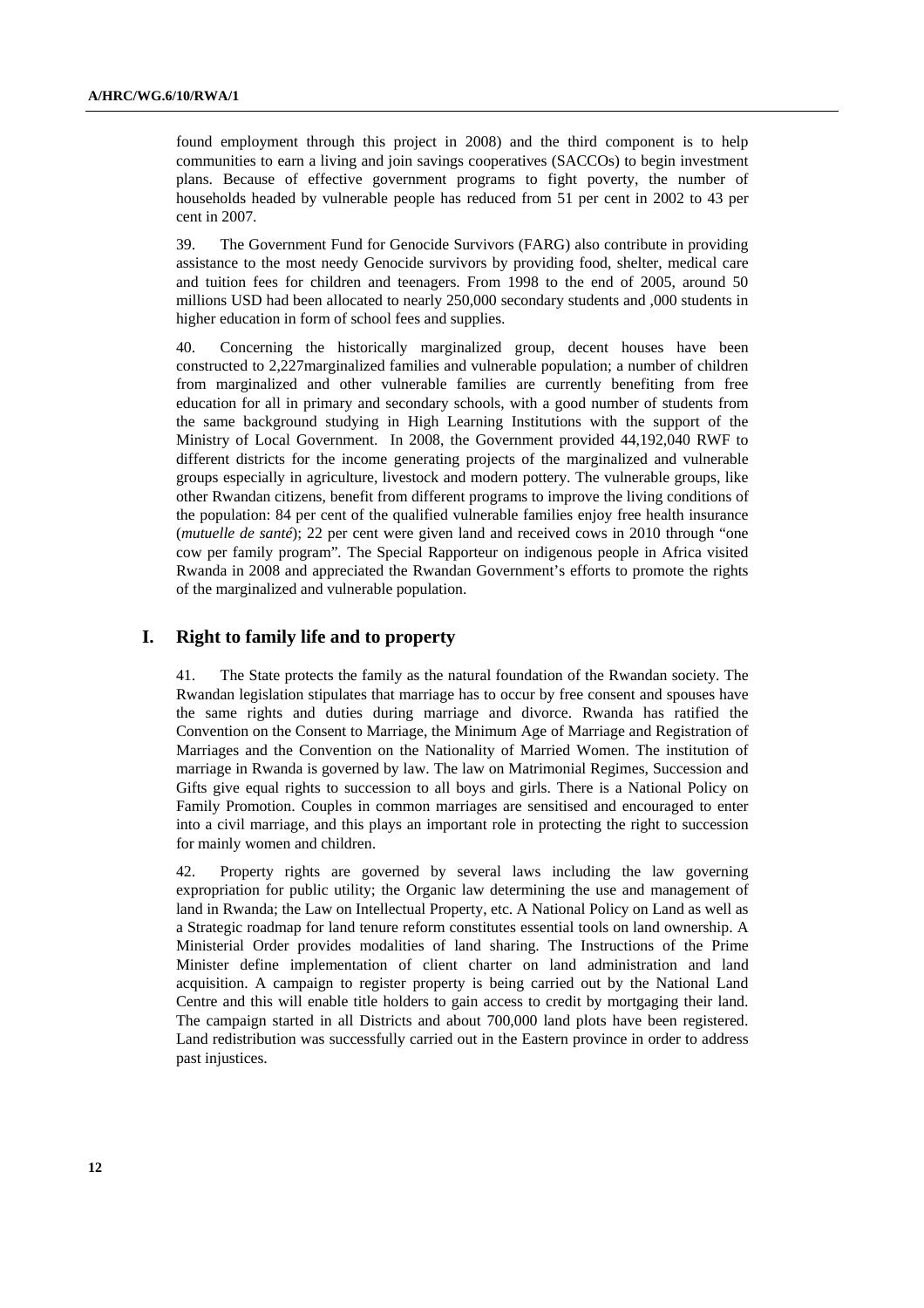found employment through this project in 2008) and the third component is to help communities to earn a living and join savings cooperatives (SACCOs) to begin investment plans. Because of effective government programs to fight poverty, the number of households headed by vulnerable people has reduced from 51 per cent in 2002 to 43 per cent in 2007.

39. The Government Fund for Genocide Survivors (FARG) also contribute in providing assistance to the most needy Genocide survivors by providing food, shelter, medical care and tuition fees for children and teenagers. From 1998 to the end of 2005, around 50 millions USD had been allocated to nearly 250,000 secondary students and ,000 students in higher education in form of school fees and supplies.

40. Concerning the historically marginalized group, decent houses have been constructed to 2,227marginalized families and vulnerable population; a number of children from marginalized and other vulnerable families are currently benefiting from free education for all in primary and secondary schools, with a good number of students from the same background studying in High Learning Institutions with the support of the Ministry of Local Government. In 2008, the Government provided 44,192,040 RWF to different districts for the income generating projects of the marginalized and vulnerable groups especially in agriculture, livestock and modern pottery. The vulnerable groups, like other Rwandan citizens, benefit from different programs to improve the living conditions of the population: 84 per cent of the qualified vulnerable families enjoy free health insurance (*mutuelle de santé*); 22 per cent were given land and received cows in 2010 through "one cow per family program". The Special Rapporteur on indigenous people in Africa visited Rwanda in 2008 and appreciated the Rwandan Government's efforts to promote the rights of the marginalized and vulnerable population.

## I. Right to family life and to property

41. The State protects the family as the natural foundation of the Rwandan society. The Rwandan legislation stipulates that marriage has to occur by free consent and spouses have the same rights and duties during marriage and divorce. Rwanda has ratified the Convention on the Consent to Marriage, the Minimum Age of Marriage and Registration of Marriages and the Convention on the Nationality of Married Women. The institution of marriage in Rwanda is governed by law. The law on Matrimonial Regimes, Succession and Gifts give equal rights to succession to all boys and girls. There is a National Policy on Family Promotion. Couples in common marriages are sensitised and encouraged to enter into a civil marriage, and this plays an important role in protecting the right to succession for mainly women and children.

42. Property rights are governed by several laws including the law governing expropriation for public utility; the Organic law determining the use and management of land in Rwanda; the Law on Intellectual Property, etc. A National Policy on Land as well as a Strategic roadmap for land tenure reform constitutes essential tools on land ownership. A Ministerial Order provides modalities of land sharing. The Instructions of the Prime Minister define implementation of client charter on land administration and land acquisition. A campaign to register property is being carried out by the National Land Centre and this will enable title holders to gain access to credit by mortgaging their land. The campaign started in all Districts and about 700,000 land plots have been registered. Land redistribution was successfully carried out in the Eastern province in order to address past injustices.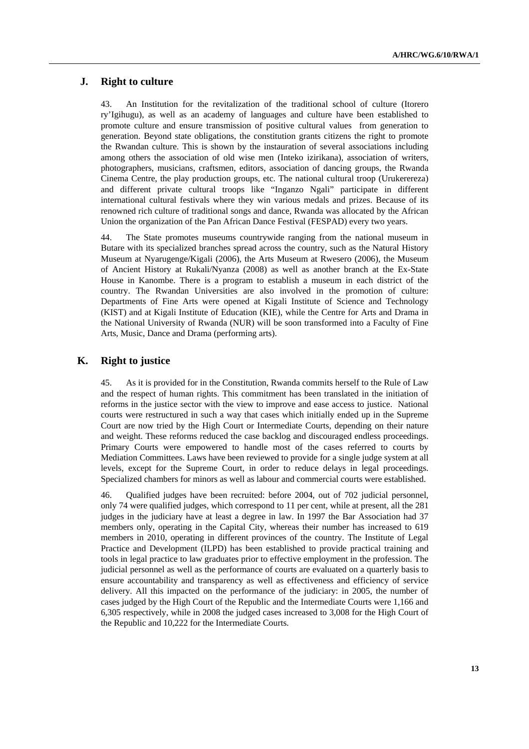## J. Right to culture

43. An Institution for the revitalization of the traditional school of culture (Itorero ry'Igihugu), as well as an academy of languages and culture have been established to promote culture and ensure transmission of positive cultural values from generation to generation. Beyond state obligations, the constitution grants citizens the right to promote the Rwandan culture. This is shown by the instauration of several associations including among others the association of old wise men (Inteko izirikana), association of writers, photographers, musicians, craftsmen, editors, association of dancing groups, the Rwanda Cinema Centre, the play production groups, etc. The national cultural troop (Urukerereza) and different private cultural troops like "Inganzo Ngali" participate in different international cultural festivals where they win various medals and prizes. Because of its renowned rich culture of traditional songs and dance, Rwanda was allocated by the African Union the organization of the Pan African Dance Festival (FESPAD) every two years.

44. The State promotes museums countrywide ranging from the national museum in Butare with its specialized branches spread across the country, such as the Natural History Museum at Nyarugenge/Kigali (2006), the Arts Museum at Rwesero (2006), the Museum of Ancient History at Rukali/Nyanza (2008) as well as another branch at the Ex-State House in Kanombe. There is a program to establish a museum in each district of the country. The Rwandan Universities are also involved in the promotion of culture: Departments of Fine Arts were opened at Kigali Institute of Science and Technology (KIST) and at Kigali Institute of Education (KIE), while the Centre for Arts and Drama in the National University of Rwanda (NUR) will be soon transformed into a Faculty of Fine Arts, Music, Dance and Drama (performing arts).

## K. Right to justice

45. As it is provided for in the Constitution, Rwanda commits herself to the Rule of Law and the respect of human rights. This commitment has been translated in the initiation of reforms in the justice sector with the view to improve and ease access to justice. National courts were restructured in such a way that cases which initially ended up in the Supreme Court are now tried by the High Court or Intermediate Courts, depending on their nature and weight. These reforms reduced the case backlog and discouraged endless proceedings. Primary Courts were empowered to handle most of the cases referred to courts by Mediation Committees. Laws have been reviewed to provide for a single judge system at all levels, except for the Supreme Court, in order to reduce delays in legal proceedings. Specialized chambers for minors as well as labour and commercial courts were established.

46. Qualified judges have been recruited: before 2004, out of 702 judicial personnel, only 74 were qualified judges, which correspond to 11 per cent, while at present, all the 281 judges in the judiciary have at least a degree in law. In 1997 the Bar Association had 37 members only, operating in the Capital City, whereas their number has increased to 619 members in 2010, operating in different provinces of the country. The Institute of Legal Practice and Development (ILPD) has been established to provide practical training and tools in legal practice to law graduates prior to effective employment in the profession. The judicial personnel as well as the performance of courts are evaluated on a quarterly basis to ensure accountability and transparency as well as effectiveness and efficiency of service delivery. All this impacted on the performance of the judiciary: in 2005, the number of cases judged by the High Court of the Republic and the Intermediate Courts were 1,166 and 6,305 respectively, while in 2008 the judged cases increased to 3,008 for the High Court of the Republic and 10,222 for the Intermediate Courts.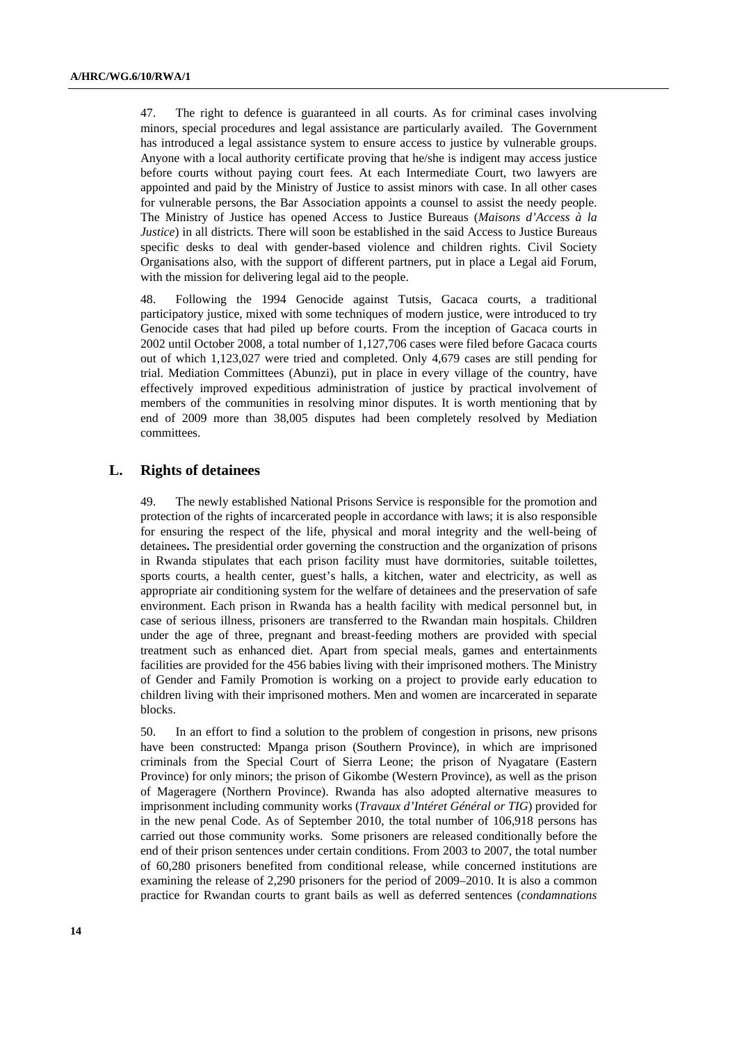47. The right to defence is guaranteed in all courts. As for criminal cases involving minors, special procedures and legal assistance are particularly availed. The Government has introduced a legal assistance system to ensure access to justice by vulnerable groups. Anyone with a local authority certificate proving that he/she is indigent may access justice before courts without paying court fees. At each Intermediate Court, two lawyers are appointed and paid by the Ministry of Justice to assist minors with case. In all other cases for vulnerable persons, the Bar Association appoints a counsel to assist the needy people. The Ministry of Justice has opened Access to Justice Bureaus (*Maisons d'Access à la Justice*) in all districts. There will soon be established in the said Access to Justice Bureaus specific desks to deal with gender-based violence and children rights. Civil Society Organisations also, with the support of different partners, put in place a Legal aid Forum, with the mission for delivering legal aid to the people.

48. Following the 1994 Genocide against Tutsis, Gacaca courts, a traditional participatory justice, mixed with some techniques of modern justice, were introduced to try Genocide cases that had piled up before courts. From the inception of Gacaca courts in 2002 until October 2008, a total number of 1,127,706 cases were filed before Gacaca courts out of which 1,123,027 were tried and completed. Only 4,679 cases are still pending for trial. Mediation Committees (Abunzi), put in place in every village of the country, have effectively improved expeditious administration of justice by practical involvement of members of the communities in resolving minor disputes. It is worth mentioning that by end of 2009 more than 38,005 disputes had been completely resolved by Mediation committees.

## L. Rights of detainees

49. The newly established National Prisons Service is responsible for the promotion and protection of the rights of incarcerated people in accordance with laws; it is also responsible for ensuring the respect of the life, physical and moral integrity and the well-being of detainees**.** The presidential order governing the construction and the organization of prisons in Rwanda stipulates that each prison facility must have dormitories, suitable toilettes, sports courts, a health center, guest's halls, a kitchen, water and electricity, as well as appropriate air conditioning system for the welfare of detainees and the preservation of safe environment. Each prison in Rwanda has a health facility with medical personnel but, in case of serious illness, prisoners are transferred to the Rwandan main hospitals. Children under the age of three, pregnant and breast-feeding mothers are provided with special treatment such as enhanced diet. Apart from special meals, games and entertainments facilities are provided for the 456 babies living with their imprisoned mothers. The Ministry of Gender and Family Promotion is working on a project to provide early education to children living with their imprisoned mothers. Men and women are incarcerated in separate blocks.

50. In an effort to find a solution to the problem of congestion in prisons, new prisons have been constructed: Mpanga prison (Southern Province), in which are imprisoned criminals from the Special Court of Sierra Leone; the prison of Nyagatare (Eastern Province) for only minors; the prison of Gikombe (Western Province), as well as the prison of Mageragere (Northern Province). Rwanda has also adopted alternative measures to imprisonment including community works (*Travaux d'Intéret Général or TIG*) provided for in the new penal Code. As of September 2010, the total number of 106,918 persons has carried out those community works. Some prisoners are released conditionally before the end of their prison sentences under certain conditions. From 2003 to 2007, the total number of 60,280 prisoners benefited from conditional release, while concerned institutions are examining the release of 2,290 prisoners for the period of 2009–2010. It is also a common practice for Rwandan courts to grant bails as well as deferred sentences (*condamnations*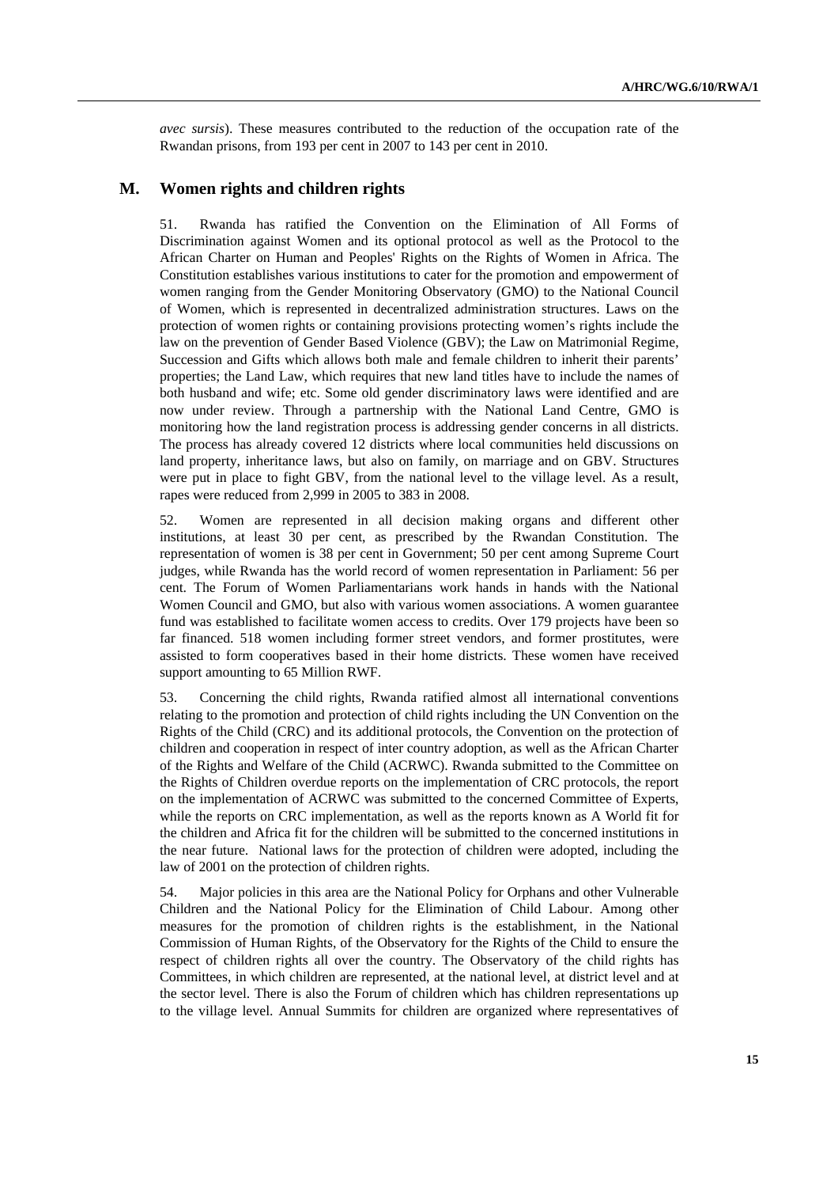*avec sursis*). These measures contributed to the reduction of the occupation rate of the Rwandan prisons, from 193 per cent in 2007 to 143 per cent in 2010.

## M. Women rights and children rights

51. Rwanda has ratified the Convention on the Elimination of All Forms of Discrimination against Women and its optional protocol as well as the Protocol to the African Charter on Human and Peoples' Rights on the Rights of Women in Africa. The Constitution establishes various institutions to cater for the promotion and empowerment of women ranging from the Gender Monitoring Observatory (GMO) to the National Council of Women, which is represented in decentralized administration structures. Laws on the protection of women rights or containing provisions protecting women's rights include the law on the prevention of Gender Based Violence (GBV); the Law on Matrimonial Regime, Succession and Gifts which allows both male and female children to inherit their parents' properties; the Land Law, which requires that new land titles have to include the names of both husband and wife; etc. Some old gender discriminatory laws were identified and are now under review. Through a partnership with the National Land Centre, GMO is monitoring how the land registration process is addressing gender concerns in all districts. The process has already covered 12 districts where local communities held discussions on land property, inheritance laws, but also on family, on marriage and on GBV. Structures were put in place to fight GBV, from the national level to the village level. As a result, rapes were reduced from 2,999 in 2005 to 383 in 2008.

52. Women are represented in all decision making organs and different other institutions, at least 30 per cent, as prescribed by the Rwandan Constitution. The representation of women is 38 per cent in Government; 50 per cent among Supreme Court judges, while Rwanda has the world record of women representation in Parliament: 56 per cent. The Forum of Women Parliamentarians work hands in hands with the National Women Council and GMO, but also with various women associations. A women guarantee fund was established to facilitate women access to credits. Over 179 projects have been so far financed. 518 women including former street vendors, and former prostitutes, were assisted to form cooperatives based in their home districts. These women have received support amounting to 65 Million RWF.

53. Concerning the child rights, Rwanda ratified almost all international conventions relating to the promotion and protection of child rights including the UN Convention on the Rights of the Child (CRC) and its additional protocols, the Convention on the protection of children and cooperation in respect of inter country adoption, as well as the African Charter of the Rights and Welfare of the Child (ACRWC). Rwanda submitted to the Committee on the Rights of Children overdue reports on the implementation of CRC protocols, the report on the implementation of ACRWC was submitted to the concerned Committee of Experts, while the reports on CRC implementation, as well as the reports known as A World fit for the children and Africa fit for the children will be submitted to the concerned institutions in the near future. National laws for the protection of children were adopted, including the law of 2001 on the protection of children rights.

54. Major policies in this area are the National Policy for Orphans and other Vulnerable Children and the National Policy for the Elimination of Child Labour. Among other measures for the promotion of children rights is the establishment, in the National Commission of Human Rights, of the Observatory for the Rights of the Child to ensure the respect of children rights all over the country. The Observatory of the child rights has Committees, in which children are represented, at the national level, at district level and at the sector level. There is also the Forum of children which has children representations up to the village level. Annual Summits for children are organized where representatives of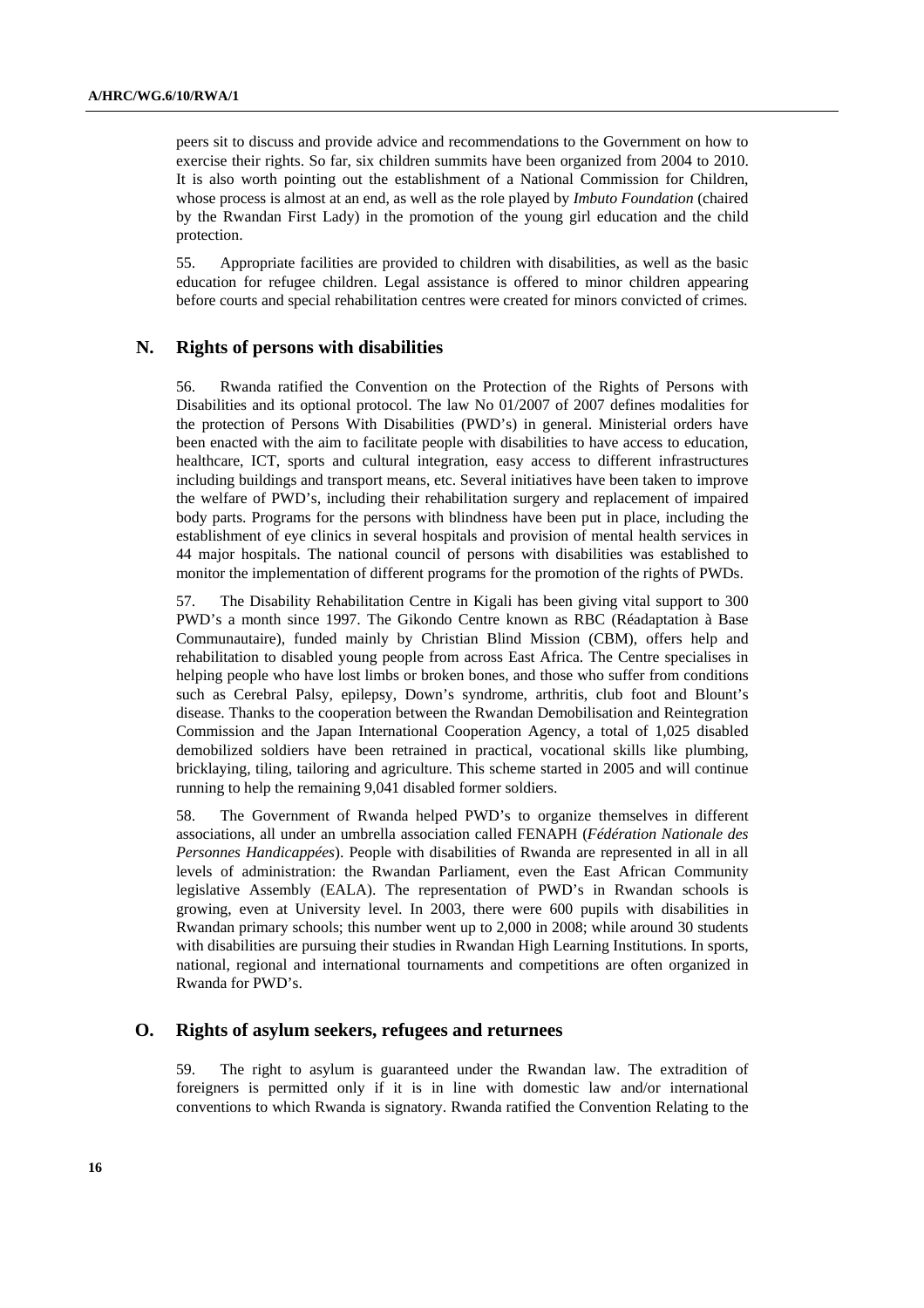peers sit to discuss and provide advice and recommendations to the Government on how to exercise their rights. So far, six children summits have been organized from 2004 to 2010. It is also worth pointing out the establishment of a National Commission for Children, whose process is almost at an end, as well as the role played by *Imbuto Foundation* (chaired by the Rwandan First Lady) in the promotion of the young girl education and the child protection.

55. Appropriate facilities are provided to children with disabilities, as well as the basic education for refugee children. Legal assistance is offered to minor children appearing before courts and special rehabilitation centres were created for minors convicted of crimes.

## N. Rights of persons with disabilities

56. Rwanda ratified the Convention on the Protection of the Rights of Persons with Disabilities and its optional protocol. The law No 01/2007 of 2007 defines modalities for the protection of Persons With Disabilities (PWD's) in general. Ministerial orders have been enacted with the aim to facilitate people with disabilities to have access to education, healthcare, ICT, sports and cultural integration, easy access to different infrastructures including buildings and transport means, etc. Several initiatives have been taken to improve the welfare of PWD's, including their rehabilitation surgery and replacement of impaired body parts. Programs for the persons with blindness have been put in place, including the establishment of eye clinics in several hospitals and provision of mental health services in 44 major hospitals. The national council of persons with disabilities was established to monitor the implementation of different programs for the promotion of the rights of PWDs.

57. The Disability Rehabilitation Centre in Kigali has been giving vital support to 300 PWD's a month since 1997. The Gikondo Centre known as RBC (Réadaptation à Base Communautaire), funded mainly by Christian Blind Mission (CBM), offers help and rehabilitation to disabled young people from across East Africa. The Centre specialises in helping people who have lost limbs or broken bones, and those who suffer from conditions such as Cerebral Palsy, epilepsy, Down's syndrome, arthritis, club foot and Blount's disease. Thanks to the cooperation between the Rwandan Demobilisation and Reintegration Commission and the Japan International Cooperation Agency, a total of 1,025 disabled demobilized soldiers have been retrained in practical, vocational skills like plumbing, bricklaying, tiling, tailoring and agriculture. This scheme started in 2005 and will continue running to help the remaining 9,041 disabled former soldiers.

58. The Government of Rwanda helped PWD's to organize themselves in different associations, all under an umbrella association called FENAPH (*Fédération Nationale des Personnes Handicappées*). People with disabilities of Rwanda are represented in all in all levels of administration: the Rwandan Parliament, even the East African Community legislative Assembly (EALA). The representation of PWD's in Rwandan schools is growing, even at University level. In 2003, there were 600 pupils with disabilities in Rwandan primary schools; this number went up to 2,000 in 2008; while around 30 students with disabilities are pursuing their studies in Rwandan High Learning Institutions. In sports, national, regional and international tournaments and competitions are often organized in Rwanda for PWD's.

## O. Rights of asylum seekers, refugees and returnees

59. The right to asylum is guaranteed under the Rwandan law. The extradition of foreigners is permitted only if it is in line with domestic law and/or international conventions to which Rwanda is signatory. Rwanda ratified the Convention Relating to the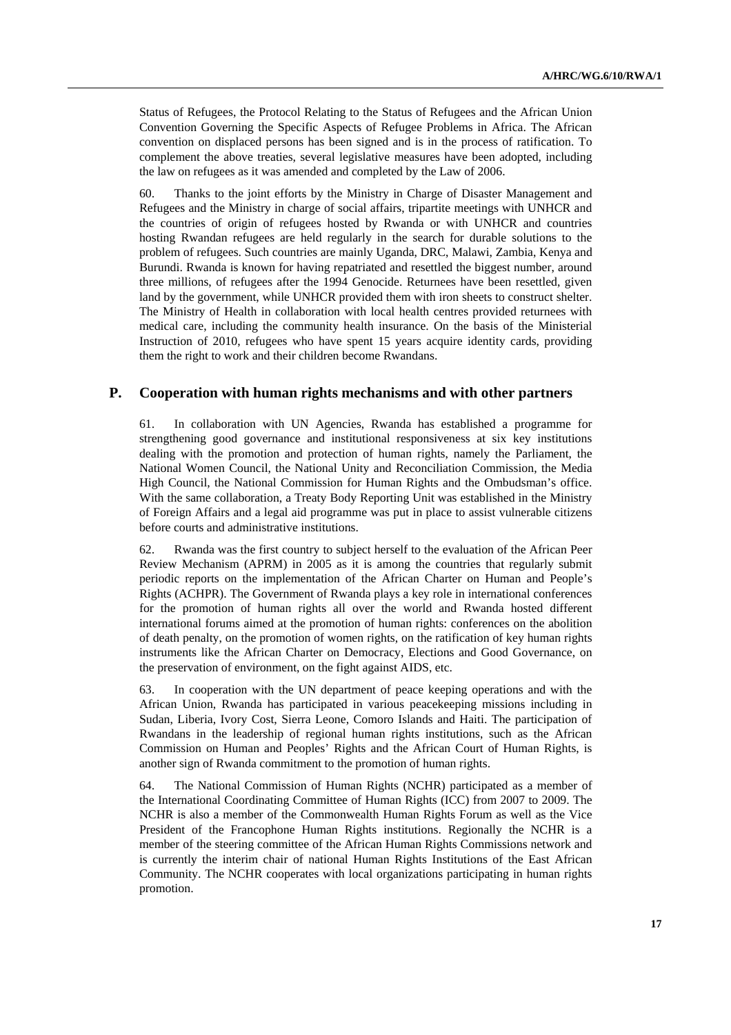Status of Refugees, the Protocol Relating to the Status of Refugees and the African Union Convention Governing the Specific Aspects of Refugee Problems in Africa. The African convention on displaced persons has been signed and is in the process of ratification. To complement the above treaties, several legislative measures have been adopted, including the law on refugees as it was amended and completed by the Law of 2006.

60. Thanks to the joint efforts by the Ministry in Charge of Disaster Management and Refugees and the Ministry in charge of social affairs, tripartite meetings with UNHCR and the countries of origin of refugees hosted by Rwanda or with UNHCR and countries hosting Rwandan refugees are held regularly in the search for durable solutions to the problem of refugees. Such countries are mainly Uganda, DRC, Malawi, Zambia, Kenya and Burundi. Rwanda is known for having repatriated and resettled the biggest number, around three millions, of refugees after the 1994 Genocide. Returnees have been resettled, given land by the government, while UNHCR provided them with iron sheets to construct shelter. The Ministry of Health in collaboration with local health centres provided returnees with medical care, including the community health insurance. On the basis of the Ministerial Instruction of 2010, refugees who have spent 15 years acquire identity cards, providing them the right to work and their children become Rwandans.

## P. Cooperation with human rights mechanisms and with other partners

61. In collaboration with UN Agencies, Rwanda has established a programme for strengthening good governance and institutional responsiveness at six key institutions dealing with the promotion and protection of human rights, namely the Parliament, the National Women Council, the National Unity and Reconciliation Commission, the Media High Council, the National Commission for Human Rights and the Ombudsman's office. With the same collaboration, a Treaty Body Reporting Unit was established in the Ministry of Foreign Affairs and a legal aid programme was put in place to assist vulnerable citizens before courts and administrative institutions.

62. Rwanda was the first country to subject herself to the evaluation of the African Peer Review Mechanism (APRM) in 2005 as it is among the countries that regularly submit periodic reports on the implementation of the African Charter on Human and People's Rights (ACHPR). The Government of Rwanda plays a key role in international conferences for the promotion of human rights all over the world and Rwanda hosted different international forums aimed at the promotion of human rights: conferences on the abolition of death penalty, on the promotion of women rights, on the ratification of key human rights instruments like the African Charter on Democracy, Elections and Good Governance, on the preservation of environment, on the fight against AIDS, etc.

63. In cooperation with the UN department of peace keeping operations and with the African Union, Rwanda has participated in various peacekeeping missions including in Sudan, Liberia, Ivory Cost, Sierra Leone, Comoro Islands and Haiti. The participation of Rwandans in the leadership of regional human rights institutions, such as the African Commission on Human and Peoples' Rights and the African Court of Human Rights, is another sign of Rwanda commitment to the promotion of human rights.

64. The National Commission of Human Rights (NCHR) participated as a member of the International Coordinating Committee of Human Rights (ICC) from 2007 to 2009. The NCHR is also a member of the Commonwealth Human Rights Forum as well as the Vice President of the Francophone Human Rights institutions. Regionally the NCHR is a member of the steering committee of the African Human Rights Commissions network and is currently the interim chair of national Human Rights Institutions of the East African Community. The NCHR cooperates with local organizations participating in human rights promotion.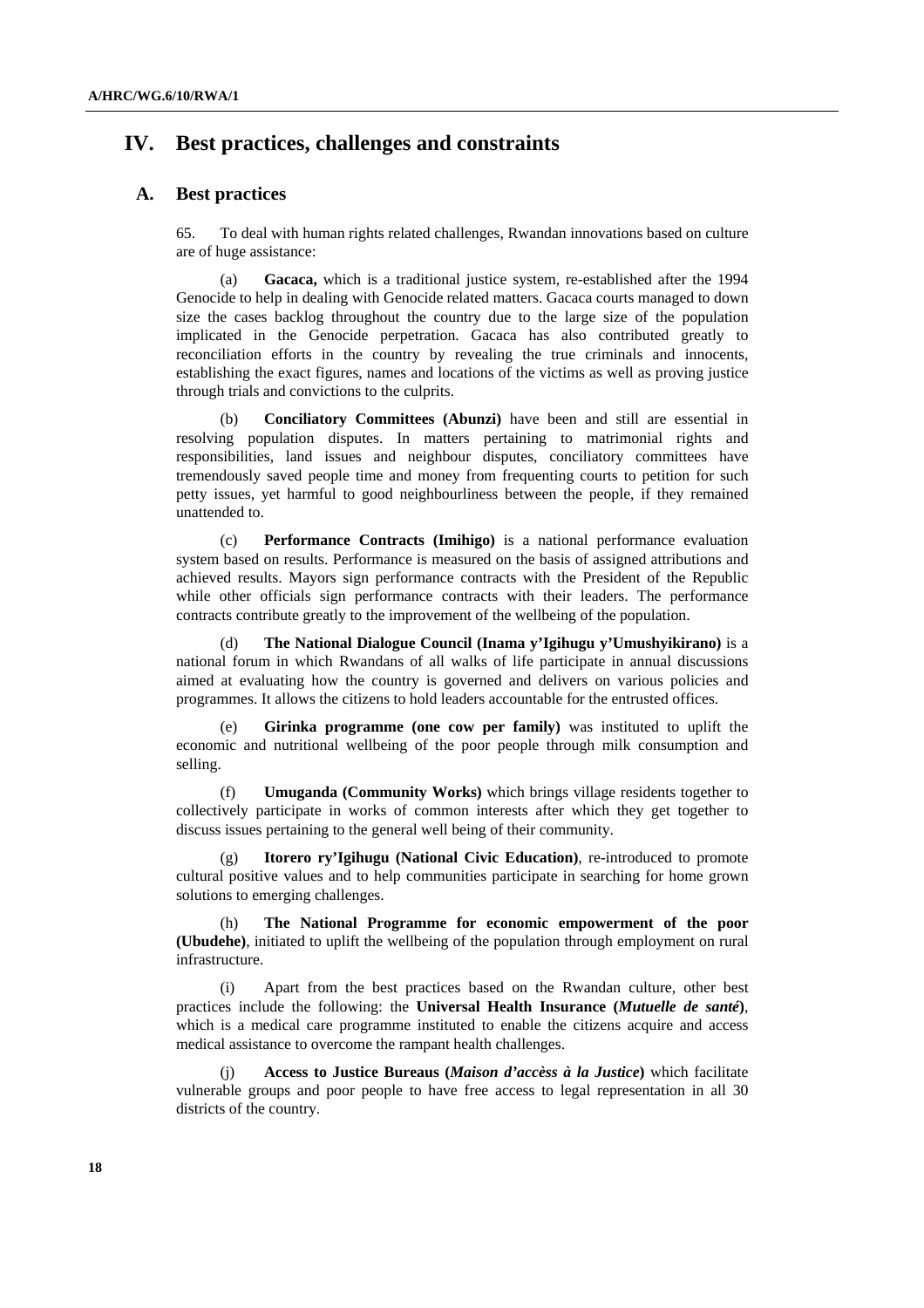# IV. Best practices, challenges and constraints

## A. Best practices

65. To deal with human rights related challenges, Rwandan innovations based on culture are of huge assistance:

(a) **Gacaca,** which is a traditional justice system, re-established after the 1994 Genocide to help in dealing with Genocide related matters. Gacaca courts managed to down size the cases backlog throughout the country due to the large size of the population implicated in the Genocide perpetration. Gacaca has also contributed greatly to reconciliation efforts in the country by revealing the true criminals and innocents, establishing the exact figures, names and locations of the victims as well as proving justice through trials and convictions to the culprits.

(b) **Conciliatory Committees (Abunzi)** have been and still are essential in resolving population disputes. In matters pertaining to matrimonial rights and responsibilities, land issues and neighbour disputes, conciliatory committees have tremendously saved people time and money from frequenting courts to petition for such petty issues, yet harmful to good neighbourliness between the people, if they remained unattended to.

(c) **Performance Contracts (Imihigo)** is a national performance evaluation system based on results. Performance is measured on the basis of assigned attributions and achieved results. Mayors sign performance contracts with the President of the Republic while other officials sign performance contracts with their leaders. The performance contracts contribute greatly to the improvement of the wellbeing of the population.

(d) **The National Dialogue Council (Inama y'Igihugu y'Umushyikirano)** is a national forum in which Rwandans of all walks of life participate in annual discussions aimed at evaluating how the country is governed and delivers on various policies and programmes. It allows the citizens to hold leaders accountable for the entrusted offices.

(e) **Girinka programme (one cow per family)** was instituted to uplift the economic and nutritional wellbeing of the poor people through milk consumption and selling.

(f) **Umuganda (Community Works)** which brings village residents together to collectively participate in works of common interests after which they get together to discuss issues pertaining to the general well being of their community.

(g) **Itorero ry'Igihugu (National Civic Education)**, re-introduced to promote cultural positive values and to help communities participate in searching for home grown solutions to emerging challenges.

(h) **The National Programme for economic empowerment of the poor (Ubudehe)**, initiated to uplift the wellbeing of the population through employment on rural infrastructure.

(i) Apart from the best practices based on the Rwandan culture, other best practices include the following: the **Universal Health Insurance (*Mutuelle de santé*)**, which is a medical care programme instituted to enable the citizens acquire and access medical assistance to overcome the rampant health challenges.

(j) **Access to Justice Bureaus (*Maison d'accès à la Justice*)** which facilitate vulnerable groups and poor people to have free access to legal representation in all 30 districts of the country.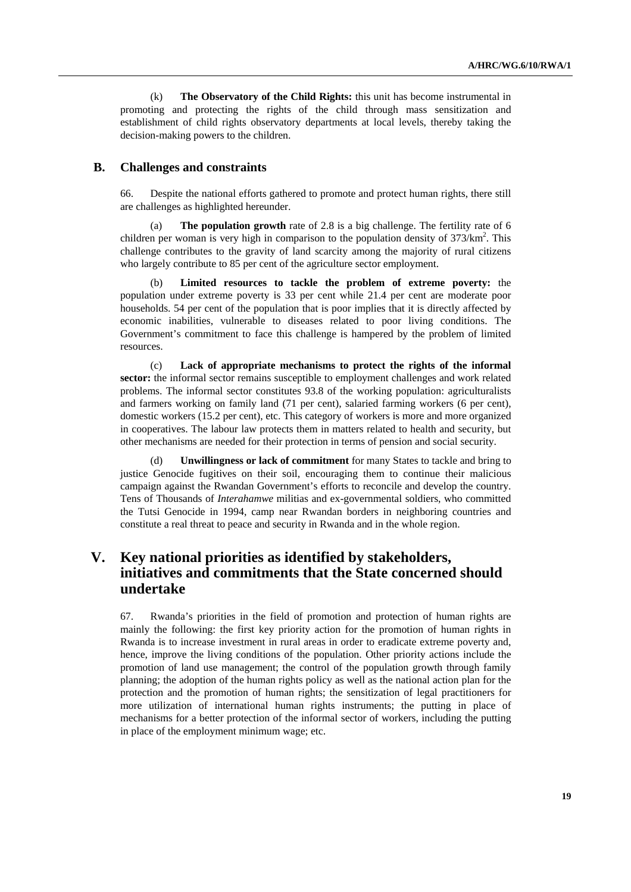(k) **The Observatory of the Child Rights:** this unit has become instrumental in promoting and protecting the rights of the child through mass sensitization and establishment of child rights observatory departments at local levels, thereby taking the decision-making powers to the children.

## B. Challenges and constraints

66. Despite the national efforts gathered to promote and protect human rights, there still are challenges as highlighted hereunder.

(a) **The population growth** rate of 2.8 is a big challenge. The fertility rate of 6 children per woman is very high in comparison to the population density of 373/km$^2$. This challenge contributes to the gravity of land scarcity among the majority of rural citizens who largely contribute to 85 per cent of the agriculture sector employment.

(b) **Limited resources to tackle the problem of extreme poverty:** the population under extreme poverty is 33 per cent while 21.4 per cent are moderate poor households. 54 per cent of the population that is poor implies that it is directly affected by economic inabilities, vulnerable to diseases related to poor living conditions. The Government's commitment to face this challenge is hampered by the problem of limited resources.

(c) **Lack of appropriate mechanisms to protect the rights of the informal sector:** the informal sector remains susceptible to employment challenges and work related problems. The informal sector constitutes 93.8 of the working population: agriculturalists and farmers working on family land (71 per cent), salaried farming workers (6 per cent), domestic workers (15.2 per cent), etc. This category of workers is more and more organized in cooperatives. The labour law protects them in matters related to health and security, but other mechanisms are needed for their protection in terms of pension and social security.

(d) **Unwillingness or lack of commitment** for many States to tackle and bring to justice Genocide fugitives on their soil, encouraging them to continue their malicious campaign against the Rwandan Government's efforts to reconcile and develop the country. Tens of Thousands of *Interahamwe* militias and ex-governmental soldiers, who committed the Tutsi Genocide in 1994, camp near Rwandan borders in neighboring countries and constitute a real threat to peace and security in Rwanda and in the whole region.

# V. Key national priorities as identified by stakeholders, initiatives and commitments that the State concerned should undertake

67. Rwanda's priorities in the field of promotion and protection of human rights are mainly the following: the first key priority action for the promotion of human rights in Rwanda is to increase investment in rural areas in order to eradicate extreme poverty and, hence, improve the living conditions of the population. Other priority actions include the promotion of land use management; the control of the population growth through family planning; the adoption of the human rights policy as well as the national action plan for the protection and the promotion of human rights; the sensitization of legal practitioners for more utilization of international human rights instruments; the putting in place of mechanisms for a better protection of the informal sector of workers, including the putting in place of the employment minimum wage; etc.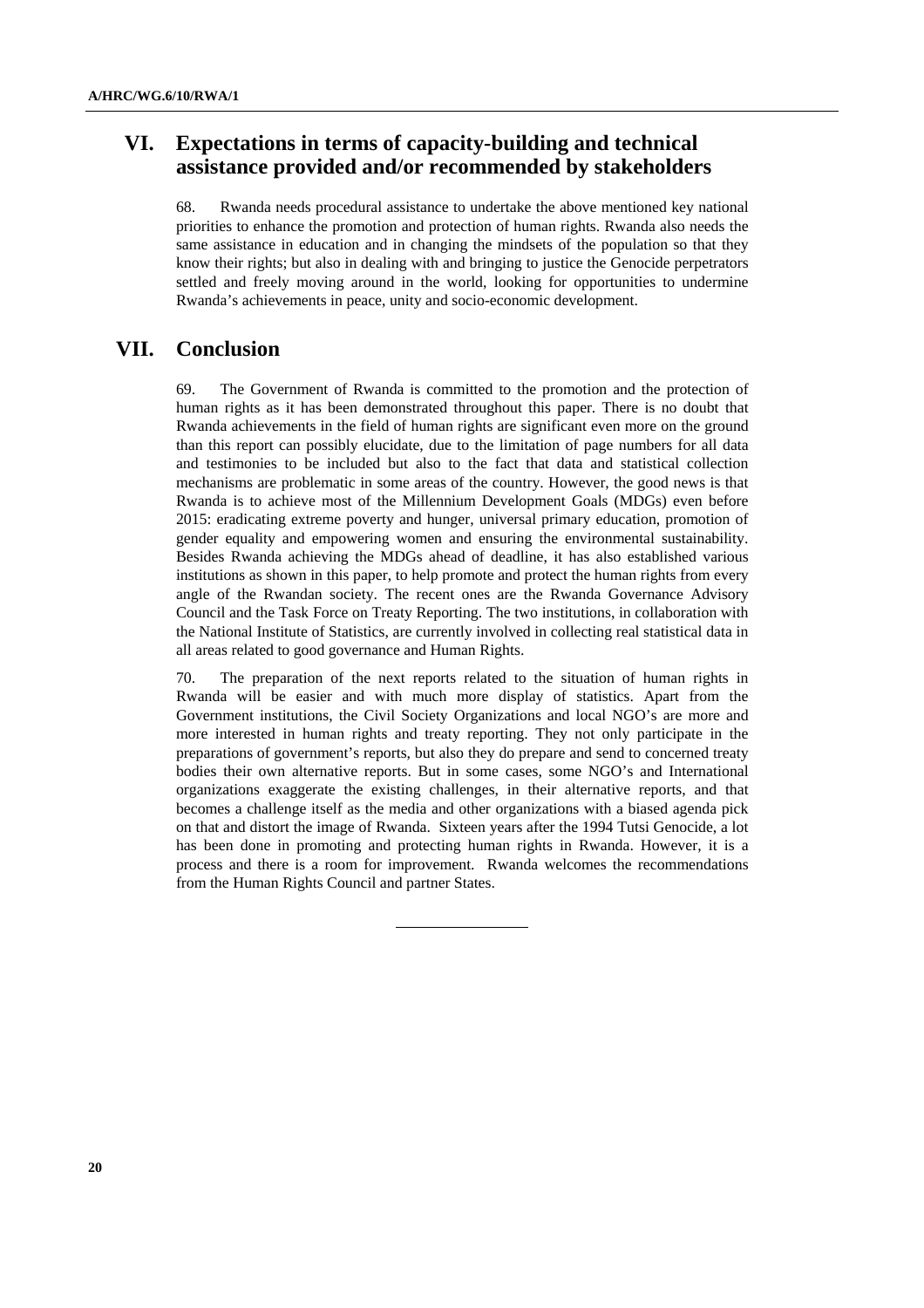## VI. Expectations in terms of capacity-building and technical assistance provided and/or recommended by stakeholders

68. Rwanda needs procedural assistance to undertake the above mentioned key national priorities to enhance the promotion and protection of human rights. Rwanda also needs the same assistance in education and in changing the mindsets of the population so that they know their rights; but also in dealing with and bringing to justice the Genocide perpetrators settled and freely moving around in the world, looking for opportunities to undermine Rwanda's achievements in peace, unity and socio-economic development.

## VII. Conclusion

69. The Government of Rwanda is committed to the promotion and the protection of human rights as it has been demonstrated throughout this paper. There is no doubt that Rwanda achievements in the field of human rights are significant even more on the ground than this report can possibly elucidate, due to the limitation of page numbers for all data and testimonies to be included but also to the fact that data and statistical collection mechanisms are problematic in some areas of the country. However, the good news is that Rwanda is to achieve most of the Millennium Development Goals (MDGs) even before 2015: eradicating extreme poverty and hunger, universal primary education, promotion of gender equality and empowering women and ensuring the environmental sustainability. Besides Rwanda achieving the MDGs ahead of deadline, it has also established various institutions as shown in this paper, to help promote and protect the human rights from every angle of the Rwandan society. The recent ones are the Rwanda Governance Advisory Council and the Task Force on Treaty Reporting. The two institutions, in collaboration with the National Institute of Statistics, are currently involved in collecting real statistical data in all areas related to good governance and Human Rights.

70. The preparation of the next reports related to the situation of human rights in Rwanda will be easier and with much more display of statistics. Apart from the Government institutions, the Civil Society Organizations and local NGO's are more and more interested in human rights and treaty reporting. They not only participate in the preparations of government's reports, but also they do prepare and send to concerned treaty bodies their own alternative reports. But in some cases, some NGO's and International organizations exaggerate the existing challenges, in their alternative reports, and that becomes a challenge itself as the media and other organizations with a biased agenda pick on that and distort the image of Rwanda. Sixteen years after the 1994 Tutsi Genocide, a lot has been done in promoting and protecting human rights in Rwanda. However, it is a process and there is a room for improvement. Rwanda welcomes the recommendations from the Human Rights Council and partner States.